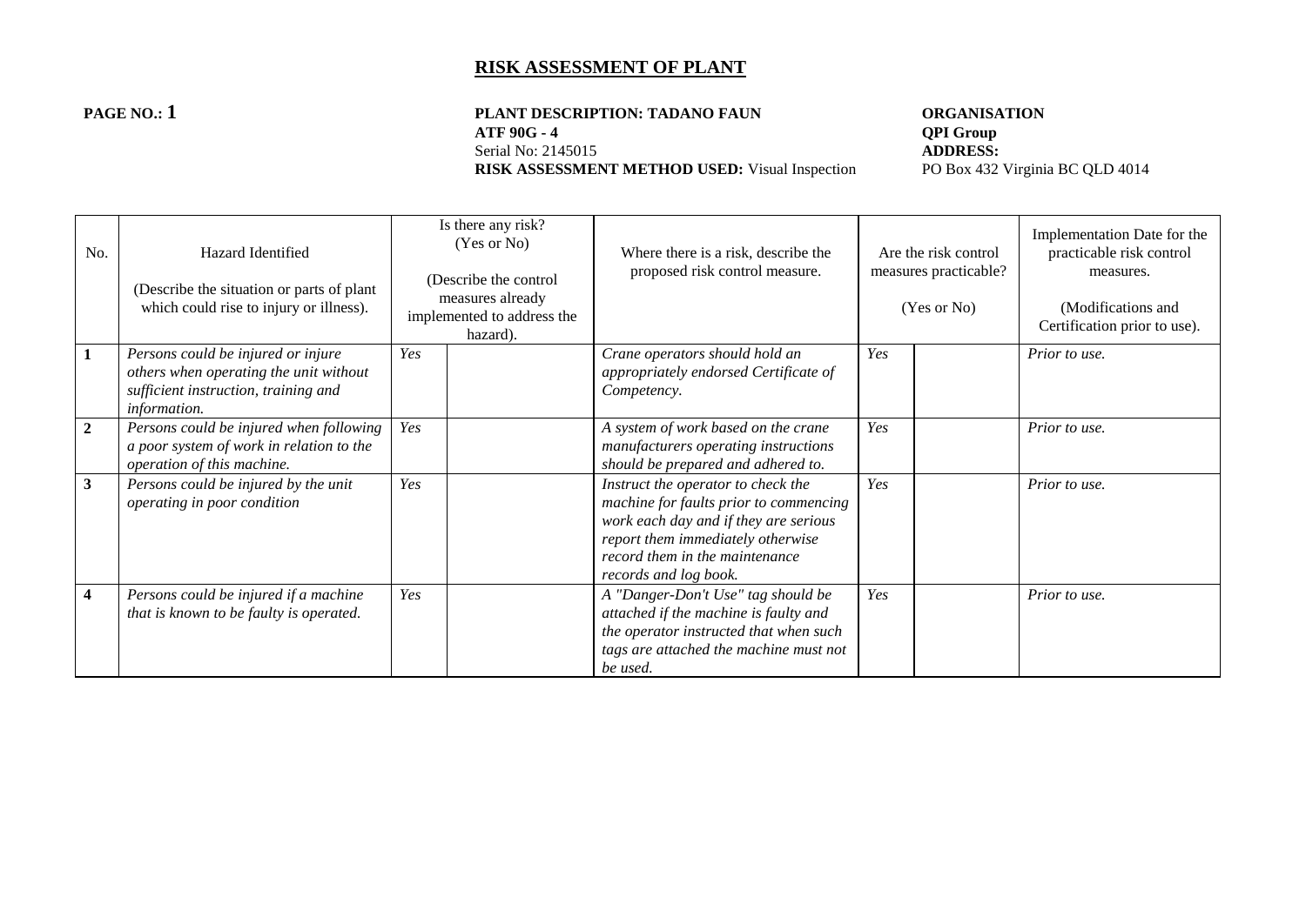# RISK ASSESSMENT OF PLANT

**PAGE NO.: 1**

**PLANT DESCRIPTION: TADANO FAUN ATF 90G - 4**
Serial No: 2145015
**RISK ASSESSMENT METHOD USED:** Visual Inspection

**ORGANISATION**
**QPI Group**
**ADDRESS:**
PO Box 432 Virginia BC QLD 4014

| No. | Hazard Identified<br><br>(Describe the situation or parts of plant which could rise to injury or illness). | Is there any risk? (Yes or No)<br><br>(Describe the control measures already implemented to address the hazard). | | Where there is a risk, describe the proposed risk control measure. | Are the risk control measures practicable?<br><br>(Yes or No) | | Implementation Date for the practicable risk control measures.<br><br>(Modifications and Certification prior to use). |
|---|---|---|---|---|---|---|---|
| **1** | *Persons could be injured or injure others when operating the unit without sufficient instruction, training and information.* | *Yes* | | *Crane operators should hold an appropriately endorsed Certificate of Competency.* | *Yes* | | *Prior to use.* |
| **2** | *Persons could be injured when following a poor system of work in relation to the operation of this machine.* | *Yes* | | *A system of work based on the crane manufacturers operating instructions should be prepared and adhered to.* | *Yes* | | *Prior to use.* |
| **3** | *Persons could be injured by the unit operating in poor condition* | *Yes* | | *Instruct the operator to check the machine for faults prior to commencing work each day and if they are serious report them immediately otherwise record them in the maintenance records and log book.* | *Yes* | | *Prior to use.* |
| **4** | *Persons could be injured if a machine that is known to be faulty is operated.* | *Yes* | | *A "Danger-Don't Use" tag should be attached if the machine is faulty and the operator instructed that when such tags are attached the machine must not be used.* | *Yes* | | *Prior to use.* |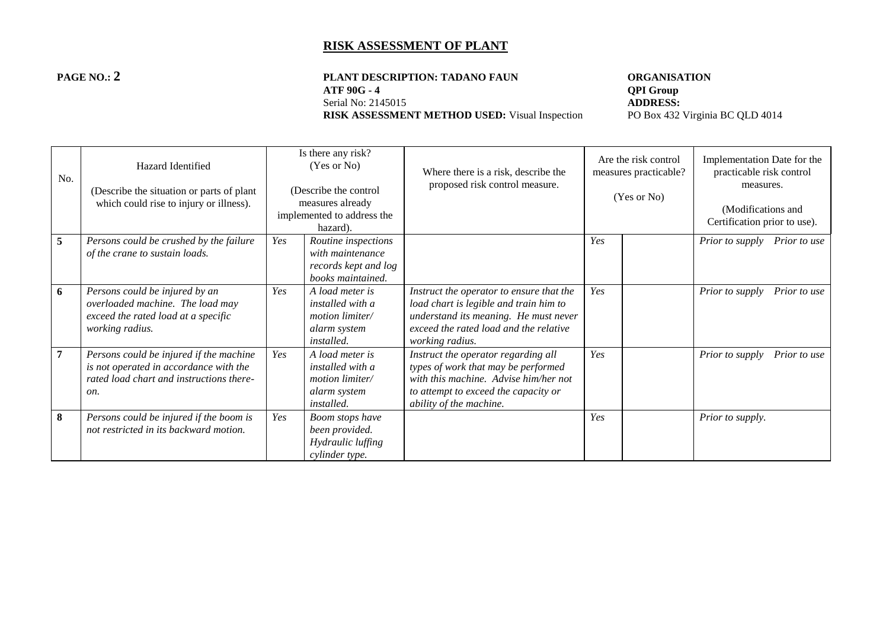# RISK ASSESSMENT OF PLANT

**PAGE NO.: 2**

**PLANT DESCRIPTION: TADANO FAUN ATF 90G - 4**
Serial No: 2145015
**RISK ASSESSMENT METHOD USED:** Visual Inspection

**ORGANISATION**
**QPI Group**
**ADDRESS:**
PO Box 432 Virginia BC QLD 4014

| No. | Hazard Identified<br><br>(Describe the situation or parts of plant which could rise to injury or illness). | Is there any risk? (Yes or No)<br><br>(Describe the control measures already implemented to address the hazard). | | Where there is a risk, describe the proposed risk control measure. | Are the risk control measures practicable?<br><br>(Yes or No) | | Implementation Date for the practicable risk control measures.<br><br>(Modifications and Certification prior to use). | |
|---|---|---|---|---|---|---|---|---|
| **5** | *Persons could be crushed by the failure of the crane to sustain loads.* | *Yes* | *Routine inspections with maintenance records kept and log books maintained.* | | *Yes* | | *Prior to supply* | *Prior to use* |
| **6** | *Persons could be injured by an overloaded machine. The load may exceed the rated load at a specific working radius.* | *Yes* | *A load meter is installed with a motion limiter/ alarm system installed.* | *Instruct the operator to ensure that the load chart is legible and train him to understand its meaning. He must never exceed the rated load and the relative working radius.* | *Yes* | | *Prior to supply* | *Prior to use* |
| **7** | *Persons could be injured if the machine is not operated in accordance with the rated load chart and instructions there-on.* | *Yes* | *A load meter is installed with a motion limiter/ alarm system installed.* | *Instruct the operator regarding all types of work that may be performed with this machine. Advise him/her not to attempt to exceed the capacity or ability of the machine.* | *Yes* | | *Prior to supply* | *Prior to use* |
| **8** | *Persons could be injured if the boom is not restricted in its backward motion.* | *Yes* | *Boom stops have been provided. Hydraulic luffing cylinder type.* | | *Yes* | | *Prior to supply.* | |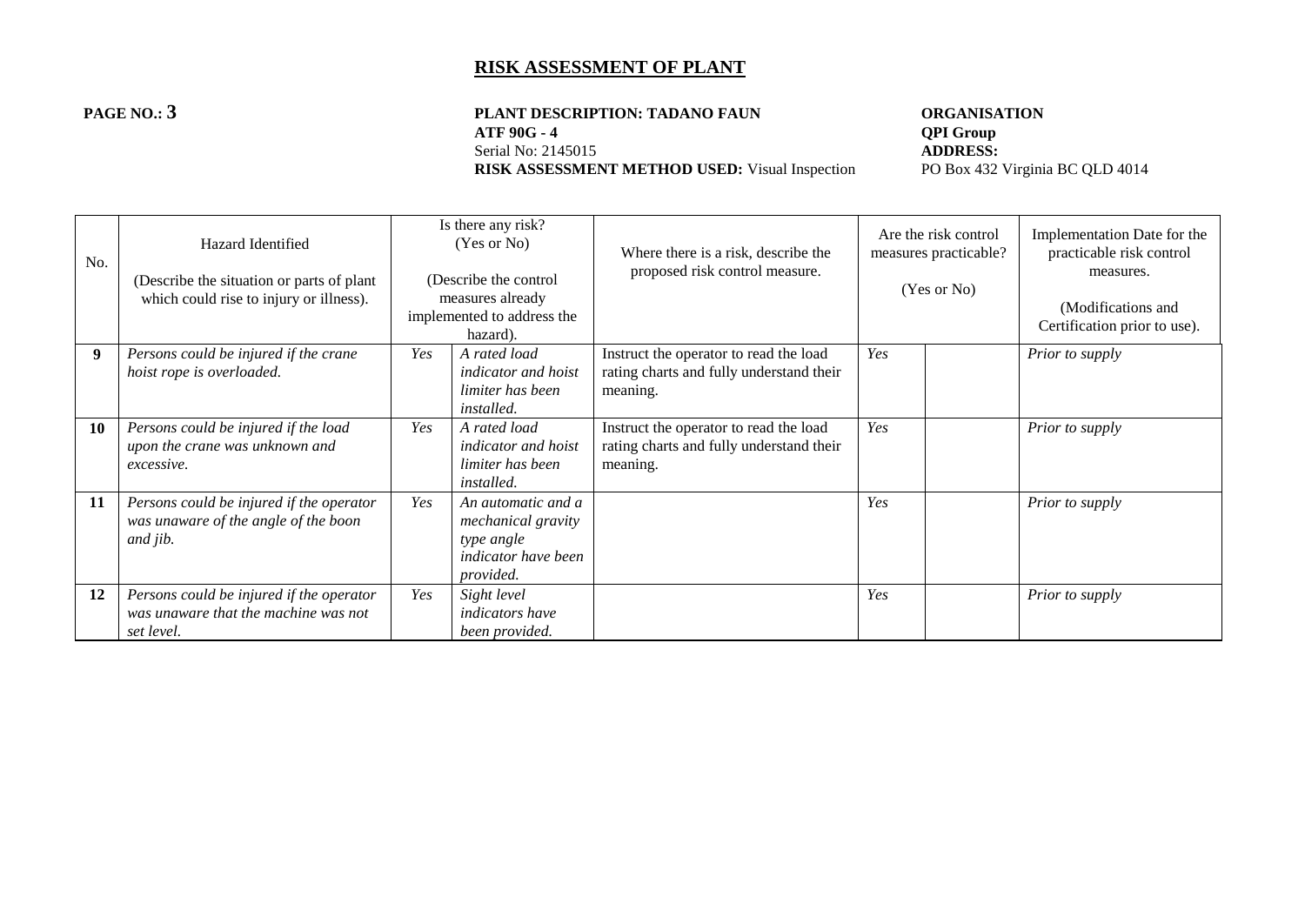# RISK ASSESSMENT OF PLANT

**PAGE NO.: 3**

**PLANT DESCRIPTION: TADANO FAUN ATF 90G - 4**
Serial No: 2145015
**RISK ASSESSMENT METHOD USED:** Visual Inspection

**ORGANISATION**
**QPI Group**
**ADDRESS:**
PO Box 432 Virginia BC QLD 4014

| No. | Hazard Identified (Describe the situation or parts of plant which could rise to injury or illness). | Is there any risk? (Yes or No) (Describe the control measures already implemented to address the hazard). | | Where there is a risk, describe the proposed risk control measure. | Are the risk control measures practicable? (Yes or No) | | Implementation Date for the practicable risk control measures. (Modifications and Certification prior to use). |
|---|---|---|---|---|---|---|---|
| **9** | *Persons could be injured if the crane hoist rope is overloaded.* | *Yes* | *A rated load indicator and hoist limiter has been installed.* | Instruct the operator to read the load rating charts and fully understand their meaning. | *Yes* | | *Prior to supply* |
| **10** | *Persons could be injured if the load upon the crane was unknown and excessive.* | *Yes* | *A rated load indicator and hoist limiter has been installed.* | Instruct the operator to read the load rating charts and fully understand their meaning. | *Yes* | | *Prior to supply* |
| **11** | *Persons could be injured if the operator was unaware of the angle of the boon and jib.* | *Yes* | *An automatic and a mechanical gravity type angle indicator have been provided.* | | *Yes* | | *Prior to supply* |
| **12** | *Persons could be injured if the operator was unaware that the machine was not set level.* | *Yes* | *Sight level indicators have been provided.* | | *Yes* | | *Prior to supply* |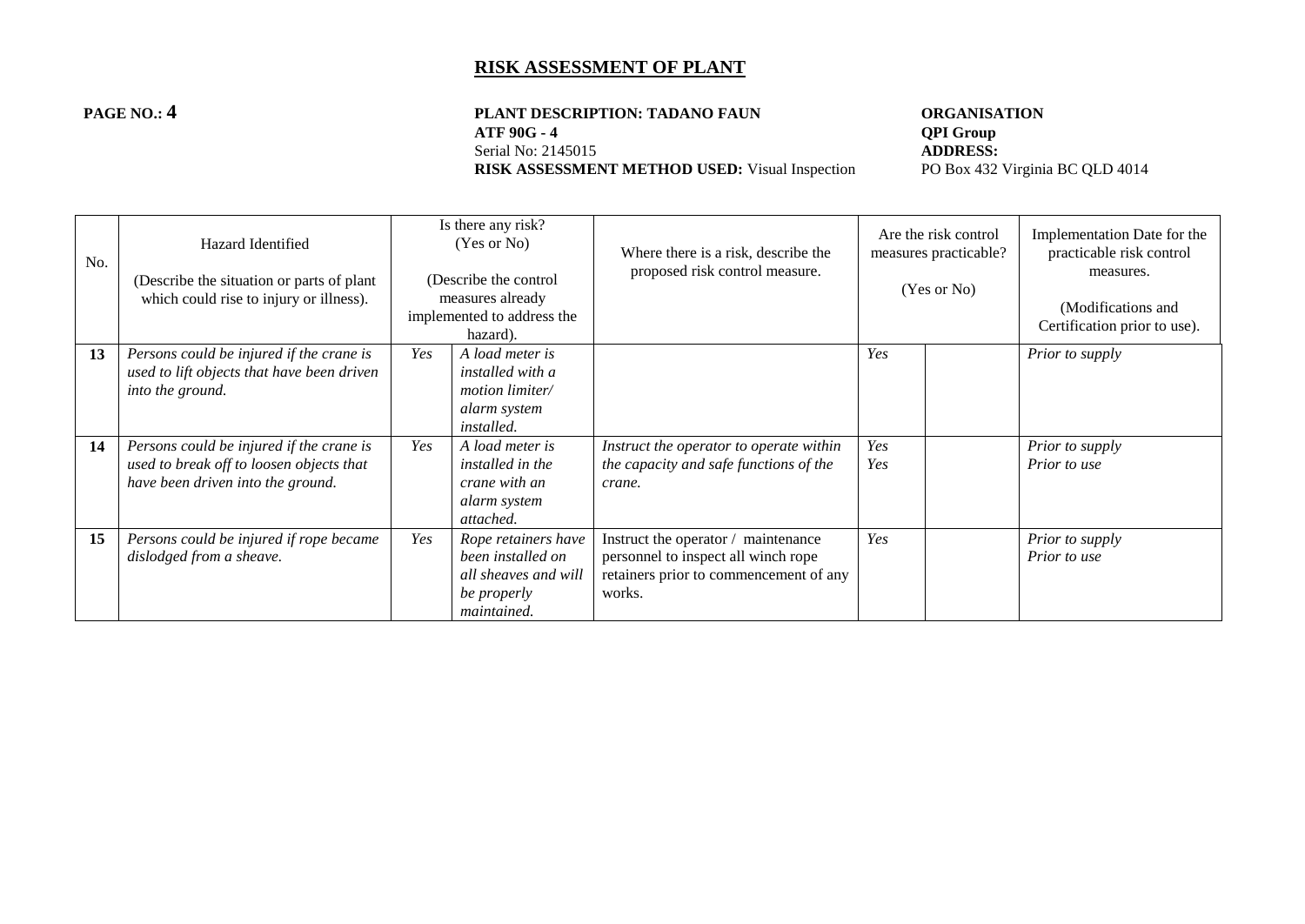# RISK ASSESSMENT OF PLANT

**PAGE NO.: 4**

**PLANT DESCRIPTION: TADANO FAUN ATF 90G - 4**
Serial No: 2145015
**RISK ASSESSMENT METHOD USED:** Visual Inspection

**ORGANISATION**
**QPI Group**
**ADDRESS:**
PO Box 432 Virginia BC QLD 4014

| No. | Hazard Identified<br><br>(Describe the situation or parts of plant which could rise to injury or illness). | Is there any risk? (Yes or No)<br><br>(Describe the control measures already implemented to address the hazard). | | Where there is a risk, describe the proposed risk control measure. | Are the risk control measures practicable?<br><br>(Yes or No) | | Implementation Date for the practicable risk control measures.<br><br>(Modifications and Certification prior to use). |
|---|---|---|---|---|---|---|---|
| **13** | *Persons could be injured if the crane is used to lift objects that have been driven into the ground.* | *Yes* | *A load meter is installed with a motion limiter/ alarm system installed.* | | *Yes* | | *Prior to supply* |
| **14** | *Persons could be injured if the crane is used to break off to loosen objects that have been driven into the ground.* | *Yes* | *A load meter is installed in the crane with an alarm system attached.* | *Instruct the operator to operate within the capacity and safe functions of the crane.* | *Yes*<br>*Yes* | | *Prior to supply*<br>*Prior to use* |
| **15** | *Persons could be injured if rope became dislodged from a sheave.* | *Yes* | *Rope retainers have been installed on all sheaves and will be properly maintained.* | Instruct the operator / maintenance personnel to inspect all winch rope retainers prior to commencement of any works. | *Yes* | | *Prior to supply*<br>*Prior to use* |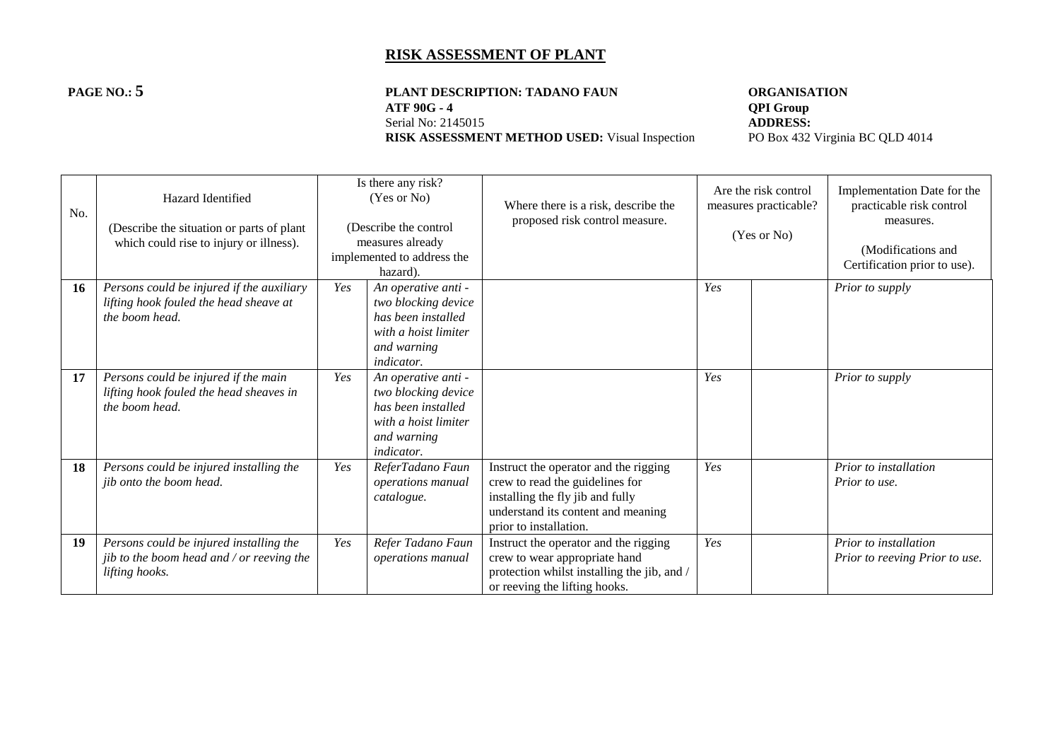# RISK ASSESSMENT OF PLANT

**PAGE NO.: 5**

**PLANT DESCRIPTION: TADANO FAUN ATF 90G - 4**
Serial No: 2145015
**RISK ASSESSMENT METHOD USED:** Visual Inspection

**ORGANISATION**
**QPI Group**
**ADDRESS:**
PO Box 432 Virginia BC QLD 4014

| No. | Hazard Identified (Describe the situation or parts of plant which could rise to injury or illness). | Is there any risk? (Yes or No) (Describe the control measures already implemented to address the hazard). | | Where there is a risk, describe the proposed risk control measure. | Are the risk control measures practicable? (Yes or No) | | Implementation Date for the practicable risk control measures. (Modifications and Certification prior to use). |
|---|---|---|---|---|---|---|---|
| **16** | *Persons could be injured if the auxiliary lifting hook fouled the head sheave at the boom head.* | *Yes* | *An operative anti - two blocking device has been installed with a hoist limiter and warning indicator.* | | *Yes* | | *Prior to supply* |
| **17** | *Persons could be injured if the main lifting hook fouled the head sheaves in the boom head.* | *Yes* | *An operative anti - two blocking device has been installed with a hoist limiter and warning indicator.* | | *Yes* | | *Prior to supply* |
| **18** | *Persons could be injured installing the jib onto the boom head.* | *Yes* | *ReferTadano Faun operations manual catalogue.* | Instruct the operator and the rigging crew to read the guidelines for installing the fly jib and fully understand its content and meaning prior to installation. | *Yes* | | *Prior to installation Prior to use.* |
| **19** | *Persons could be injured installing the jib to the boom head and / or reeving the lifting hooks.* | *Yes* | *Refer Tadano Faun operations manual* | Instruct the operator and the rigging crew to wear appropriate hand protection whilst installing the jib, and / or reeving the lifting hooks. | *Yes* | | *Prior to installation Prior to reeving Prior to use.* |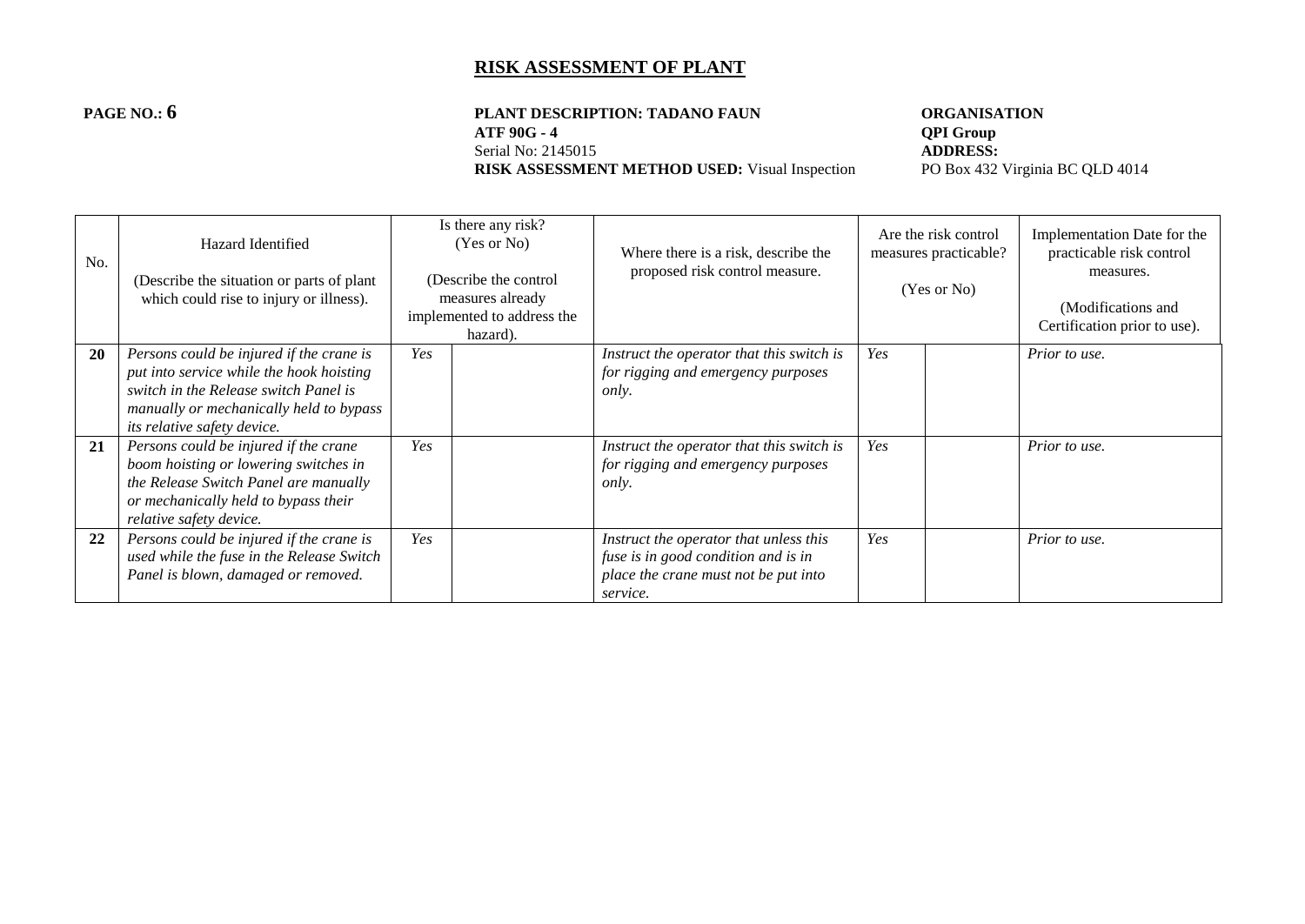# RISK ASSESSMENT OF PLANT

**PAGE NO.: 6**

**PLANT DESCRIPTION: TADANO FAUN**
**ATF 90G - 4**
Serial No: 2145015
**RISK ASSESSMENT METHOD USED:** Visual Inspection

**ORGANISATION**
**QPI Group**
**ADDRESS:**
PO Box 432 Virginia BC QLD 4014

| No. | Hazard Identified<br><br>(Describe the situation or parts of plant which could rise to injury or illness). | Is there any risk?<br>(Yes or No)<br><br>(Describe the control measures already implemented to address the hazard). | | Where there is a risk, describe the proposed risk control measure. | Are the risk control measures practicable?<br><br>(Yes or No) | | Implementation Date for the practicable risk control measures.<br><br>(Modifications and Certification prior to use). |
|---|---|---|---|---|---|---|---|
| **20** | *Persons could be injured if the crane is put into service while the hook hoisting switch in the Release switch Panel is manually or mechanically held to bypass its relative safety device.* | *Yes* | | *Instruct the operator that this switch is for rigging and emergency purposes only.* | *Yes* | | *Prior to use.* |
| **21** | *Persons could be injured if the crane boom hoisting or lowering switches in the Release Switch Panel are manually or mechanically held to bypass their relative safety device.* | *Yes* | | *Instruct the operator that this switch is for rigging and emergency purposes only.* | *Yes* | | *Prior to use.* |
| **22** | *Persons could be injured if the crane is used while the fuse in the Release Switch Panel is blown, damaged or removed.* | *Yes* | | *Instruct the operator that unless this fuse is in good condition and is in place the crane must not be put into service.* | *Yes* | | *Prior to use.* |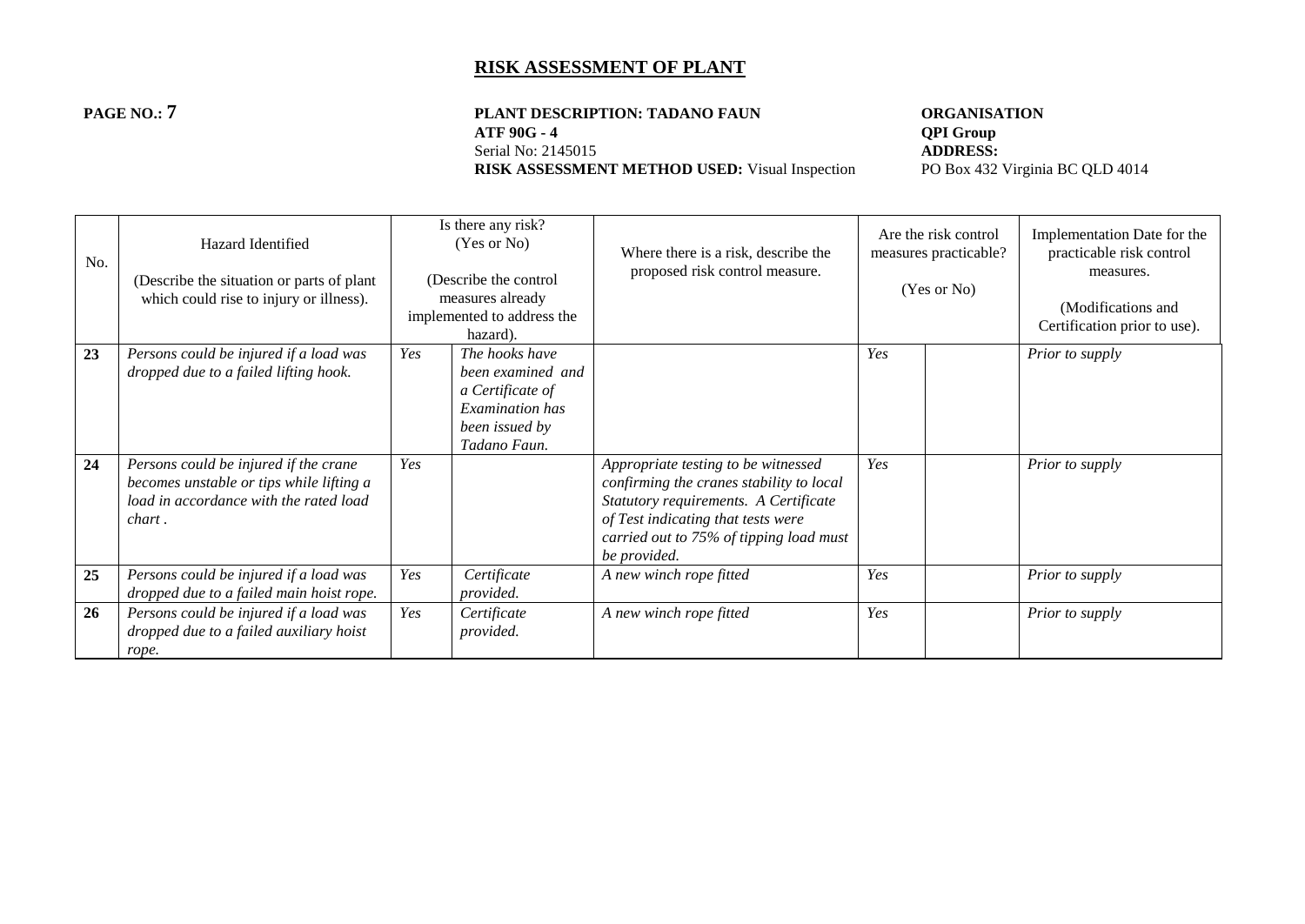# RISK ASSESSMENT OF PLANT

**PAGE NO.: 7**

**PLANT DESCRIPTION: TADANO FAUN**
**ATF 90G - 4**
Serial No: 2145015
**RISK ASSESSMENT METHOD USED:** Visual Inspection

**ORGANISATION**
**QPI Group**
**ADDRESS:**
PO Box 432 Virginia BC QLD 4014

| No. | Hazard Identified<br><br>(Describe the situation or parts of plant which could rise to injury or illness). | Is there any risk? (Yes or No)<br><br>(Describe the control measures already implemented to address the hazard). | | Where there is a risk, describe the proposed risk control measure. | Are the risk control measures practicable?<br><br>(Yes or No) | | Implementation Date for the practicable risk control measures.<br><br>(Modifications and Certification prior to use). |
|---|---|---|---|---|---|---|---|
| **23** | *Persons could be injured if a load was dropped due to a failed lifting hook.* | *Yes* | *The hooks have been examined and a Certificate of Examination has been issued by Tadano Faun.* | | *Yes* | | *Prior to supply* |
| **24** | *Persons could be injured if the crane becomes unstable or tips while lifting a load in accordance with the rated load chart .* | *Yes* | | *Appropriate testing to be witnessed confirming the cranes stability to local Statutory requirements. A Certificate of Test indicating that tests were carried out to 75% of tipping load must be provided.* | *Yes* | | *Prior to supply* |
| **25** | *Persons could be injured if a load was dropped due to a failed main hoist rope.* | *Yes* | *Certificate provided.* | *A new winch rope fitted* | *Yes* | | *Prior to supply* |
| **26** | *Persons could be injured if a load was dropped due to a failed auxiliary hoist rope.* | *Yes* | *Certificate provided.* | *A new winch rope fitted* | *Yes* | | *Prior to supply* |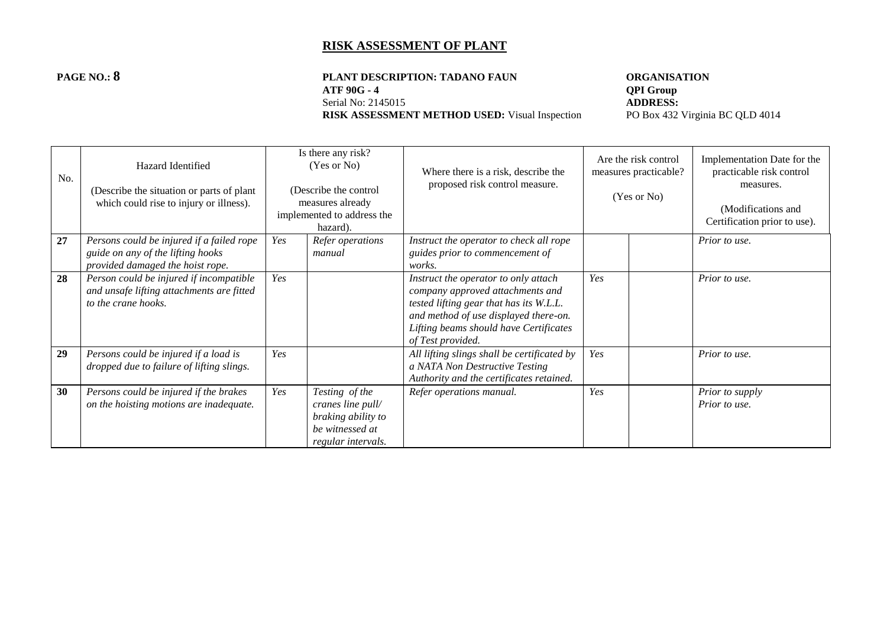# RISK ASSESSMENT OF PLANT

**PAGE NO.: 8**

**PLANT DESCRIPTION: TADANO FAUN ATF 90G - 4**
Serial No: 2145015
**RISK ASSESSMENT METHOD USED:** Visual Inspection

**ORGANISATION**
**QPI Group**
**ADDRESS:**
PO Box 432 Virginia BC QLD 4014

| No. | Hazard Identified (Describe the situation or parts of plant which could rise to injury or illness). | Is there any risk? (Yes or No) (Describe the control measures already implemented to address the hazard). | | Where there is a risk, describe the proposed risk control measure. | Are the risk control measures practicable? (Yes or No) | | Implementation Date for the practicable risk control measures. (Modifications and Certification prior to use). |
|---|---|---|---|---|---|---|---|
| **27** | *Persons could be injured if a failed rope guide on any of the lifting hooks provided damaged the hoist rope.* | *Yes* | *Refer operations manual* | *Instruct the operator to check all rope guides prior to commencement of works.* | | | *Prior to use.* |
| **28** | *Person could be injured if incompatible and unsafe lifting attachments are fitted to the crane hooks.* | *Yes* | | *Instruct the operator to only attach company approved attachments and tested lifting gear that has its W.L.L. and method of use displayed there-on. Lifting beams should have Certificates of Test provided.* | *Yes* | | *Prior to use.* |
| **29** | *Persons could be injured if a load is dropped due to failure of lifting slings.* | *Yes* | | *All lifting slings shall be certificated by a NATA Non Destructive Testing Authority and the certificates retained.* | *Yes* | | *Prior to use.* |
| **30** | *Persons could be injured if the brakes on the hoisting motions are inadequate.* | *Yes* | *Testing of the cranes line pull/ braking ability to be witnessed at regular intervals.* | *Refer operations manual.* | *Yes* | | *Prior to supply* *Prior to use.* |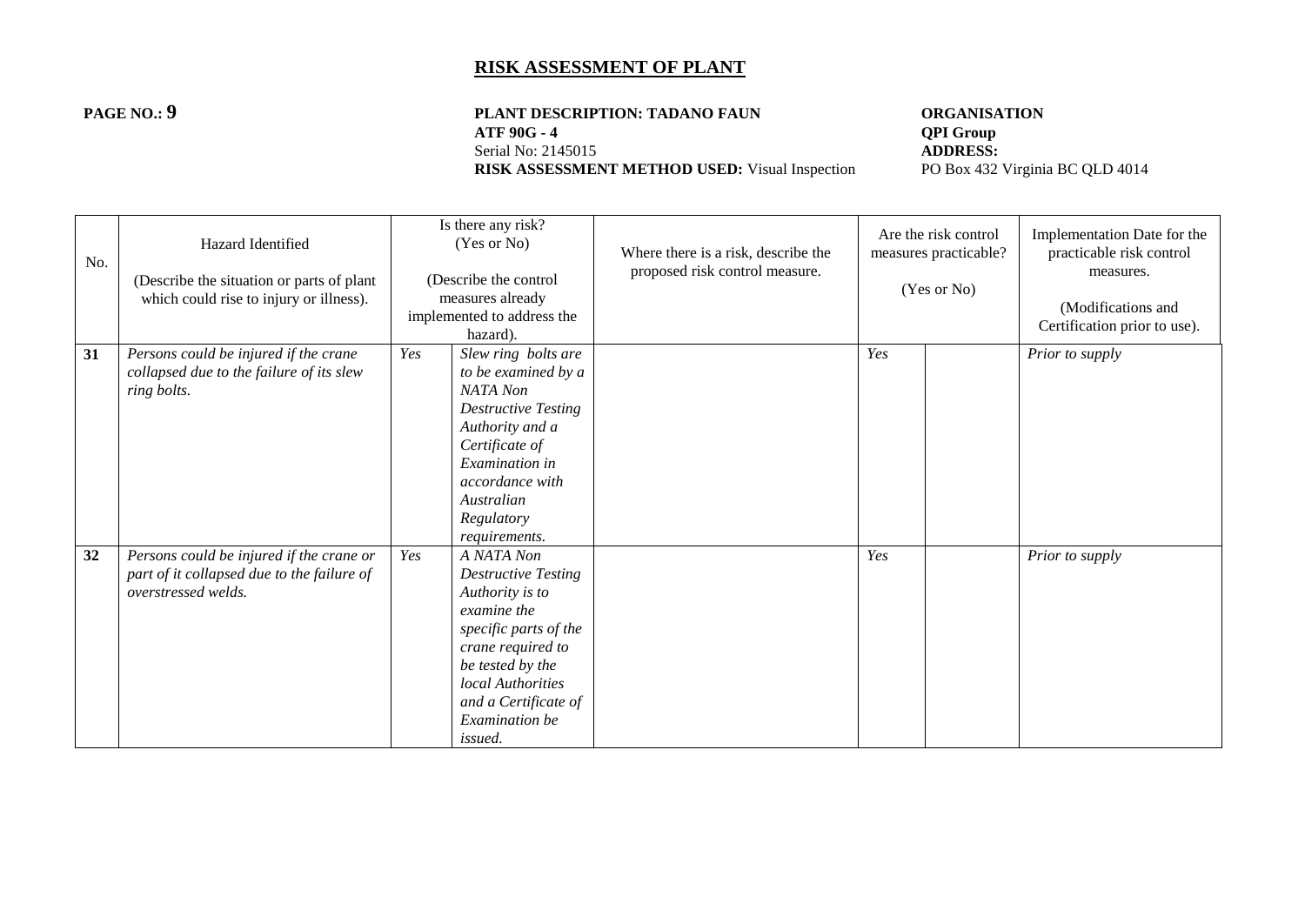# RISK ASSESSMENT OF PLANT

**PAGE NO.: 9**

**PLANT DESCRIPTION: TADANO FAUN ATF 90G - 4**
Serial No: 2145015
**RISK ASSESSMENT METHOD USED:** Visual Inspection

**ORGANISATION**
**QPI Group**
**ADDRESS:**
PO Box 432 Virginia BC QLD 4014

| No. | Hazard Identified (Describe the situation or parts of plant which could rise to injury or illness). | Is there any risk? (Yes or No) (Describe the control measures already implemented to address the hazard). | | Where there is a risk, describe the proposed risk control measure. | Are the risk control measures practicable? (Yes or No) | | Implementation Date for the practicable risk control measures. (Modifications and Certification prior to use). |
|---|---|---|---|---|---|---|---|
| **31** | *Persons could be injured if the crane collapsed due to the failure of its slew ring bolts.* | *Yes* | *Slew ring bolts are to be examined by a NATA Non Destructive Testing Authority and a Certificate of Examination in accordance with Australian Regulatory requirements.* | | *Yes* | | *Prior to supply* |
| **32** | *Persons could be injured if the crane or part of it collapsed due to the failure of overstressed welds.* | *Yes* | *A NATA Non Destructive Testing Authority is to examine the specific parts of the crane required to be tested by the local Authorities and a Certificate of Examination be issued.* | | *Yes* | | *Prior to supply* |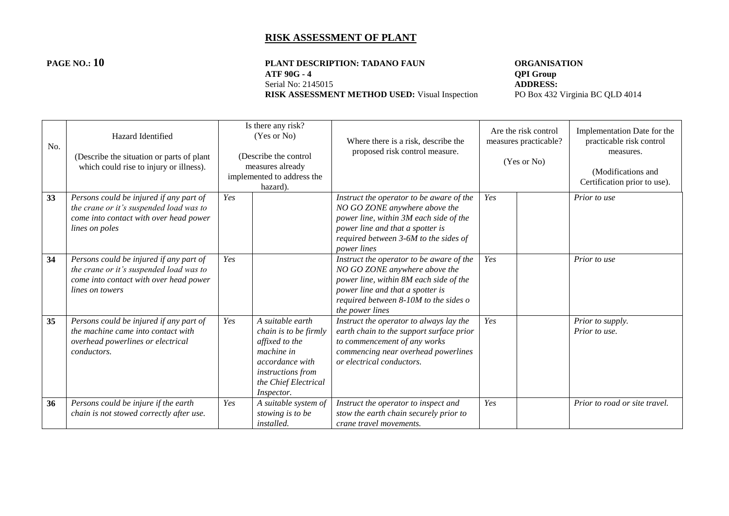# RISK ASSESSMENT OF PLANT

**PAGE NO.: 10**

**PLANT DESCRIPTION: TADANO FAUN ATF 90G - 4**
Serial No: 2145015
**RISK ASSESSMENT METHOD USED:** Visual Inspection

**ORGANISATION**
**QPI Group**
**ADDRESS:**
PO Box 432 Virginia BC QLD 4014

| No. | Hazard Identified<br><br>(Describe the situation or parts of plant which could rise to injury or illness). | Is there any risk?<br>(Yes or No)<br><br>(Describe the control measures already implemented to address the hazard). | | Where there is a risk, describe the proposed risk control measure. | Are the risk control measures practicable?<br><br>(Yes or No) | | Implementation Date for the practicable risk control measures.<br><br>(Modifications and Certification prior to use). |
|---|---|---|---|---|---|---|---|
| **33** | *Persons could be injured if any part of the crane or it's suspended load was to come into contact with over head power lines on poles* | *Yes* | | *Instruct the operator to be aware of the NO GO ZONE anywhere above the power line, within 3M each side of the power line and that a spotter is required between 3-6M to the sides of power lines* | *Yes* | | *Prior to use* |
| **34** | *Persons could be injured if any part of the crane or it's suspended load was to come into contact with over head power lines on towers* | *Yes* | | *Instruct the operator to be aware of the NO GO ZONE anywhere above the power line, within 8M each side of the power line and that a spotter is required between 8-10M to the sides o the power lines* | *Yes* | | *Prior to use* |
| **35** | *Persons could be injured if any part of the machine came into contact with overhead powerlines or electrical conductors.* | *Yes* | *A suitable earth chain is to be firmly affixed to the machine in accordance with instructions from the Chief Electrical Inspector.* | *Instruct the operator to always lay the earth chain to the support surface prior to commencement of any works commencing near overhead powerlines or electrical conductors.* | *Yes* | | *Prior to supply.*<br>*Prior to use.* |
| **36** | *Persons could be injure if the earth chain is not stowed correctly after use.* | *Yes* | *A suitable system of stowing is to be installed.* | *Instruct the operator to inspect and stow the earth chain securely prior to crane travel movements.* | *Yes* | | *Prior to road or site travel.* |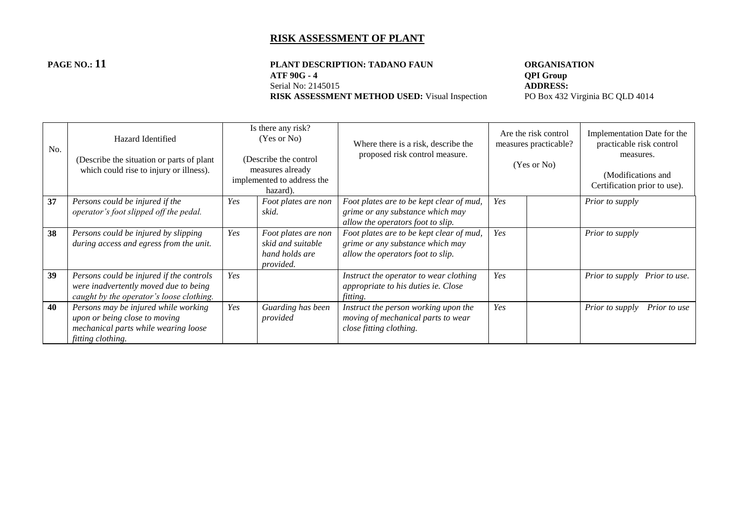# RISK ASSESSMENT OF PLANT

**PAGE NO.: 11**

**PLANT DESCRIPTION: TADANO FAUN ATF 90G - 4**
Serial No: 2145015
**RISK ASSESSMENT METHOD USED:** Visual Inspection

**ORGANISATION**
**QPI Group**
**ADDRESS:**
PO Box 432 Virginia BC QLD 4014

| No. | Hazard Identified<br><br>(Describe the situation or parts of plant which could rise to injury or illness). | Is there any risk? (Yes or No)<br><br>(Describe the control measures already implemented to address the hazard). | | Where there is a risk, describe the proposed risk control measure. | Are the risk control measures practicable?<br><br>(Yes or No) | | Implementation Date for the practicable risk control measures.<br><br>(Modifications and Certification prior to use). |
|---|---|---|---|---|---|---|---|
| **37** | *Persons could be injured if the operator's foot slipped off the pedal.* | *Yes* | *Foot plates are non skid.* | *Foot plates are to be kept clear of mud, grime or any substance which may allow the operators foot to slip.* | *Yes* | | *Prior to supply* |
| **38** | *Persons could be injured by slipping during access and egress from the unit.* | *Yes* | *Foot plates are non skid and suitable hand holds are provided.* | *Foot plates are to be kept clear of mud, grime or any substance which may allow the operators foot to slip.* | *Yes* | | *Prior to supply* |
| **39** | *Persons could be injured if the controls were inadvertently moved due to being caught by the operator's loose clothing.* | *Yes* | | *Instruct the operator to wear clothing appropriate to his duties ie. Close fitting.* | *Yes* | | *Prior to supply Prior to use.* |
| **40** | *Persons may be injured while working upon or being close to moving mechanical parts while wearing loose fitting clothing.* | *Yes* | *Guarding has been provided* | *Instruct the person working upon the moving of mechanical parts to wear close fitting clothing.* | *Yes* | | *Prior to supply Prior to use* |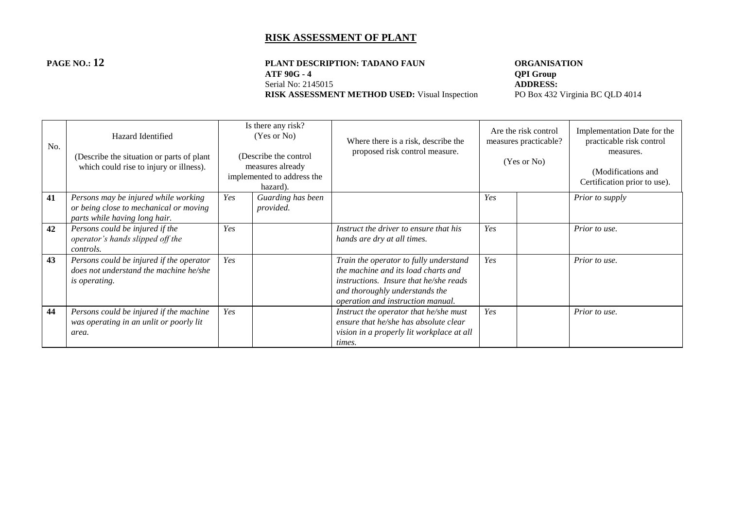# RISK ASSESSMENT OF PLANT

**PAGE NO.: 12**

**PLANT DESCRIPTION: TADANO FAUN ATF 90G - 4**
Serial No: 2145015
**RISK ASSESSMENT METHOD USED:** Visual Inspection

**ORGANISATION**
**QPI Group**
**ADDRESS:**
PO Box 432 Virginia BC QLD 4014

| No. | Hazard Identified (Describe the situation or parts of plant which could rise to injury or illness). | Is there any risk? (Yes or No) (Describe the control measures already implemented to address the hazard). | | Where there is a risk, describe the proposed risk control measure. | Are the risk control measures practicable? (Yes or No) | | Implementation Date for the practicable risk control measures. (Modifications and Certification prior to use). |
|---|---|---|---|---|---|---|---|
| **41** | *Persons may be injured while working or being close to mechanical or moving parts while having long hair.* | *Yes* | *Guarding has been provided.* | | *Yes* | | *Prior to supply* |
| **42** | *Persons could be injured if the operator's hands slipped off the controls.* | *Yes* | | *Instruct the driver to ensure that his hands are dry at all times.* | *Yes* | | *Prior to use.* |
| **43** | *Persons could be injured if the operator does not understand the machine he/she is operating.* | *Yes* | | *Train the operator to fully understand the machine and its load charts and instructions. Insure that he/she reads and thoroughly understands the operation and instruction manual.* | *Yes* | | *Prior to use.* |
| **44** | *Persons could be injured if the machine was operating in an unlit or poorly lit area.* | *Yes* | | *Instruct the operator that he/she must ensure that he/she has absolute clear vision in a properly lit workplace at all times.* | *Yes* | | *Prior to use.* |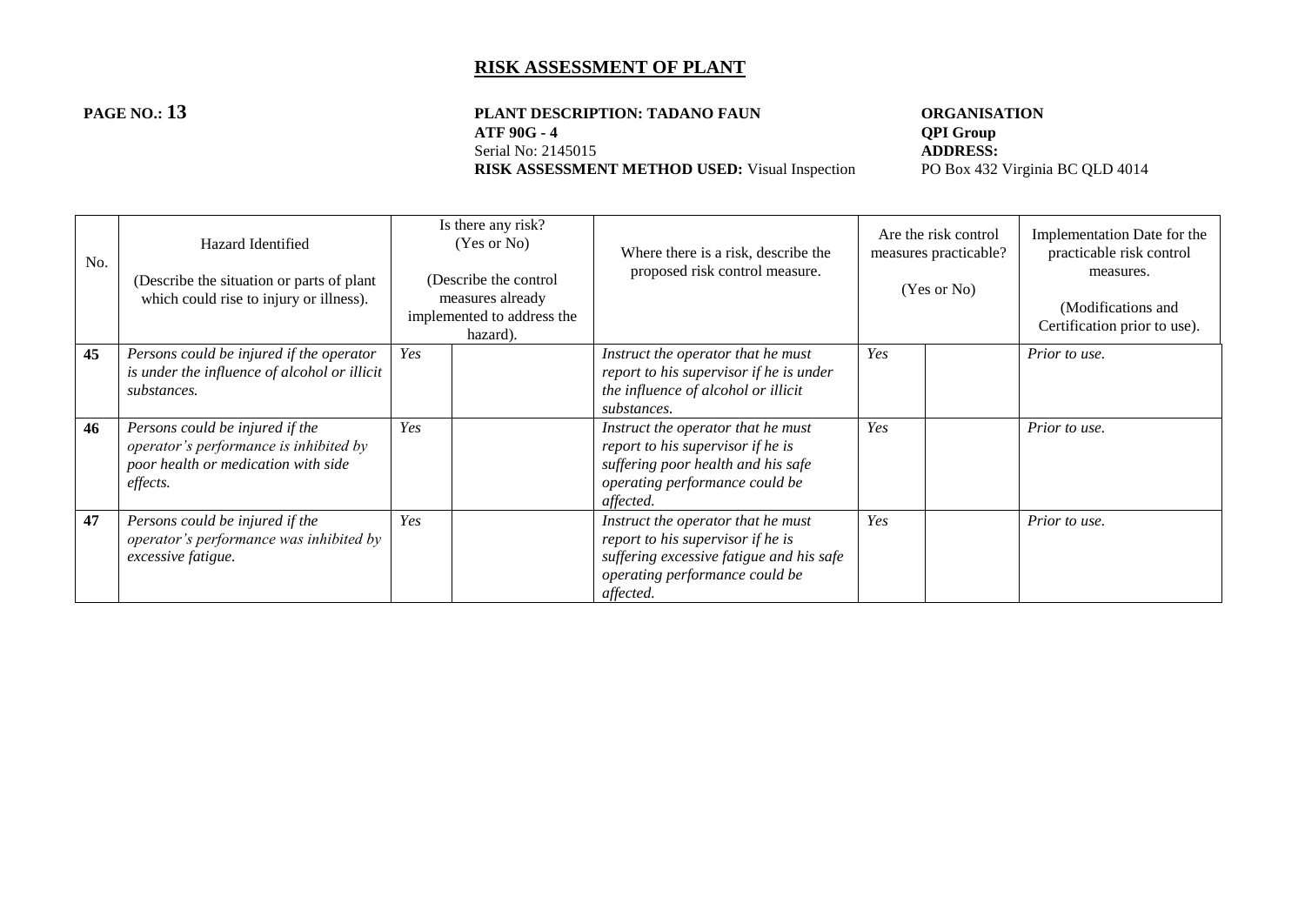# RISK ASSESSMENT OF PLANT

**PAGE NO.: 13**

**PLANT DESCRIPTION: TADANO FAUN**
**ATF 90G - 4**
Serial No: 2145015
**RISK ASSESSMENT METHOD USED:** Visual Inspection

**ORGANISATION**
**QPI Group**
**ADDRESS:**
PO Box 432 Virginia BC QLD 4014

| No. | Hazard Identified<br><br>(Describe the situation or parts of plant which could rise to injury or illness). | Is there any risk?<br>(Yes or No)<br><br>(Describe the control measures already implemented to address the hazard). | | Where there is a risk, describe the proposed risk control measure. | Are the risk control measures practicable?<br><br>(Yes or No) | | Implementation Date for the practicable risk control measures.<br><br>(Modifications and Certification prior to use). |
|---|---|---|---|---|---|---|---|
| **45** | *Persons could be injured if the operator is under the influence of alcohol or illicit substances.* | *Yes* | | *Instruct the operator that he must report to his supervisor if he is under the influence of alcohol or illicit substances.* | *Yes* | | *Prior to use.* |
| **46** | *Persons could be injured if the operator's performance is inhibited by poor health or medication with side effects.* | *Yes* | | *Instruct the operator that he must report to his supervisor if he is suffering poor health and his safe operating performance could be affected.* | *Yes* | | *Prior to use.* |
| **47** | *Persons could be injured if the operator's performance was inhibited by excessive fatigue.* | *Yes* | | *Instruct the operator that he must report to his supervisor if he is suffering excessive fatigue and his safe operating performance could be affected.* | *Yes* | | *Prior to use.* |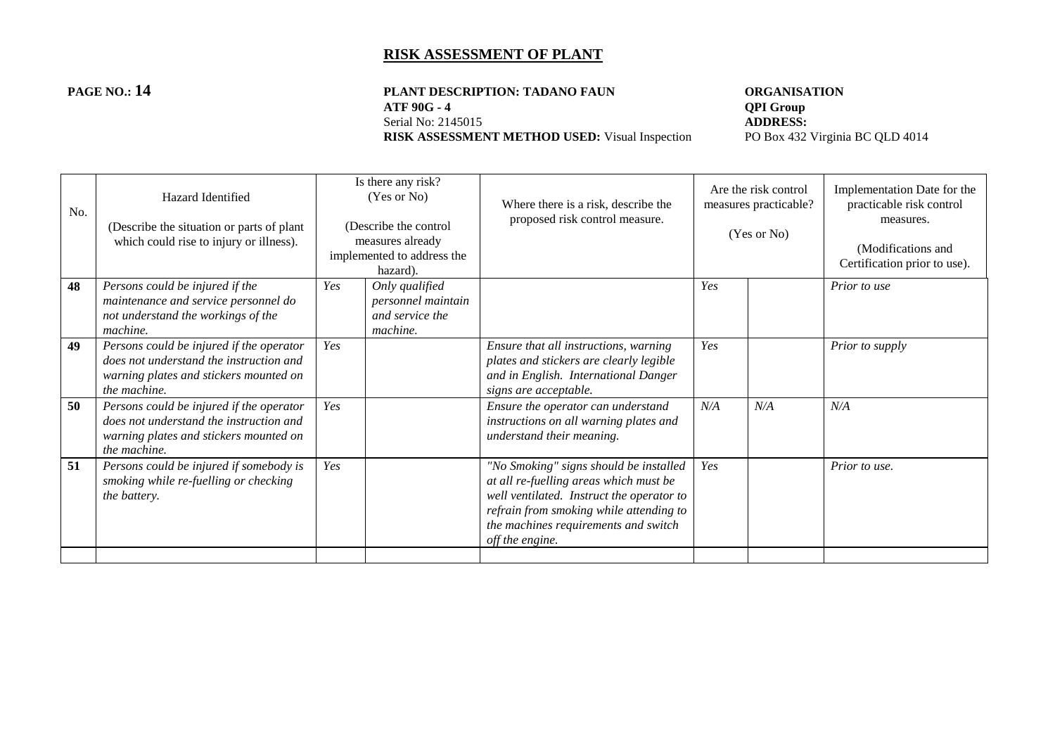# RISK ASSESSMENT OF PLANT

**PAGE NO.: 14**

**PLANT DESCRIPTION: TADANO FAUN ATF 90G - 4**
Serial No: 2145015
**RISK ASSESSMENT METHOD USED:** Visual Inspection

**ORGANISATION**
**QPI Group**
**ADDRESS:**
PO Box 432 Virginia BC QLD 4014

| No. | Hazard Identified (Describe the situation or parts of plant which could rise to injury or illness). | Is there any risk? (Yes or No) (Describe the control measures already implemented to address the hazard). | | Where there is a risk, describe the proposed risk control measure. | Are the risk control measures practicable? (Yes or No) | | Implementation Date for the practicable risk control measures. (Modifications and Certification prior to use). |
|---|---|---|---|---|---|---|---|
| **48** | *Persons could be injured if the maintenance and service personnel do not understand the workings of the machine.* | *Yes* | *Only qualified personnel maintain and service the machine.* | | *Yes* | | *Prior to use* |
| **49** | *Persons could be injured if the operator does not understand the instruction and warning plates and stickers mounted on the machine.* | *Yes* | | *Ensure that all instructions, warning plates and stickers are clearly legible and in English. International Danger signs are acceptable.* | *Yes* | | *Prior to supply* |
| **50** | *Persons could be injured if the operator does not understand the instruction and warning plates and stickers mounted on the machine.* | *Yes* | | *Ensure the operator can understand instructions on all warning plates and understand their meaning.* | *N/A* | *N/A* | *N/A* |
| **51** | *Persons could be injured if somebody is smoking while re-fuelling or checking the battery.* | *Yes* | | *"No Smoking" signs should be installed at all re-fuelling areas which must be well ventilated. Instruct the operator to refrain from smoking while attending to the machines requirements and switch off the engine.* | *Yes* | | *Prior to use.* |
| | | | | | | | |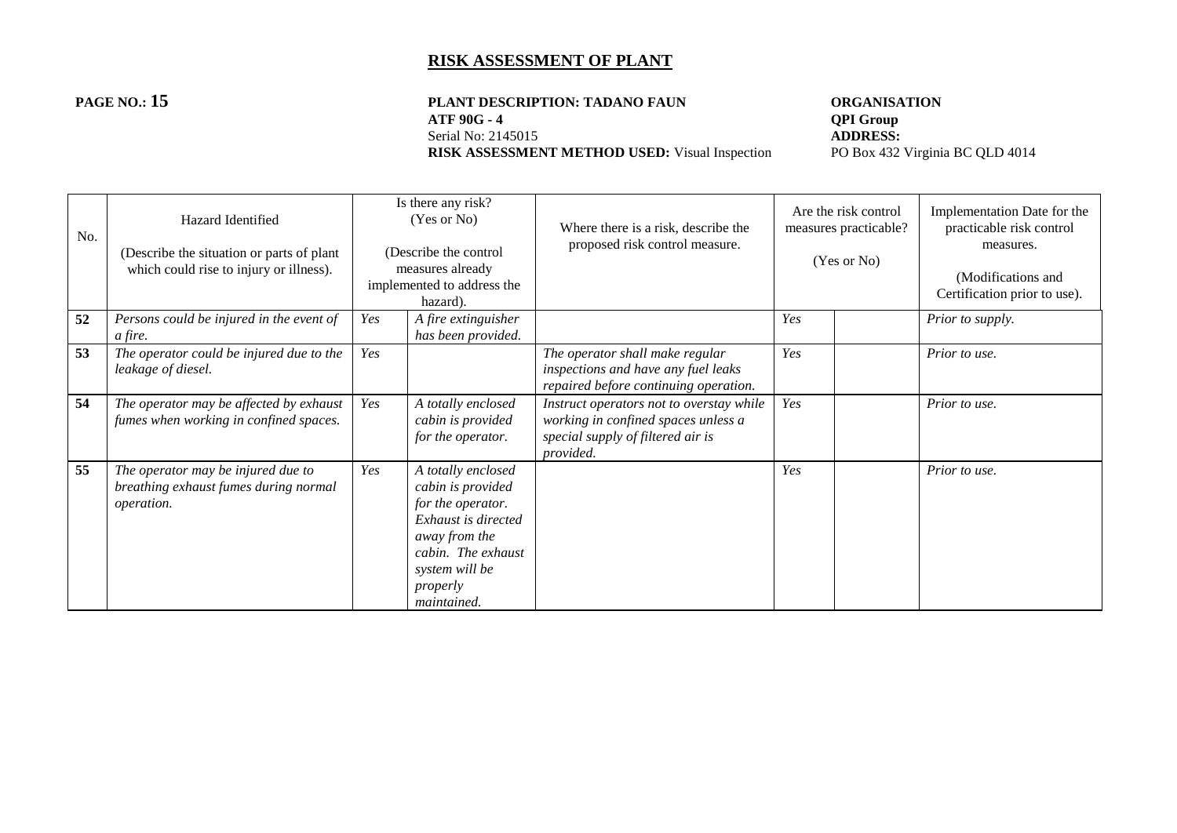# RISK ASSESSMENT OF PLANT

**PAGE NO.: 15**

**PLANT DESCRIPTION: TADANO FAUN ATF 90G - 4**
Serial No: 2145015
**RISK ASSESSMENT METHOD USED:** Visual Inspection

**ORGANISATION**
**QPI Group**
**ADDRESS:**
PO Box 432 Virginia BC QLD 4014

| No. | Hazard Identified (Describe the situation or parts of plant which could rise to injury or illness). | Is there any risk? (Yes or No) (Describe the control measures already implemented to address the hazard). | | Where there is a risk, describe the proposed risk control measure. | Are the risk control measures practicable? (Yes or No) | | Implementation Date for the practicable risk control measures. (Modifications and Certification prior to use). |
|---|---|---|---|---|---|---|---|
| **52** | *Persons could be injured in the event of a fire.* | *Yes* | *A fire extinguisher has been provided.* | | *Yes* | | *Prior to supply.* |
| **53** | *The operator could be injured due to the leakage of diesel.* | *Yes* | | *The operator shall make regular inspections and have any fuel leaks repaired before continuing operation.* | *Yes* | | *Prior to use.* |
| **54** | *The operator may be affected by exhaust fumes when working in confined spaces.* | *Yes* | *A totally enclosed cabin is provided for the operator.* | *Instruct operators not to overstay while working in confined spaces unless a special supply of filtered air is provided.* | *Yes* | | *Prior to use.* |
| **55** | *The operator may be injured due to breathing exhaust fumes during normal operation.* | *Yes* | *A totally enclosed cabin is provided for the operator. Exhaust is directed away from the cabin. The exhaust system will be properly maintained.* | | *Yes* | | *Prior to use.* |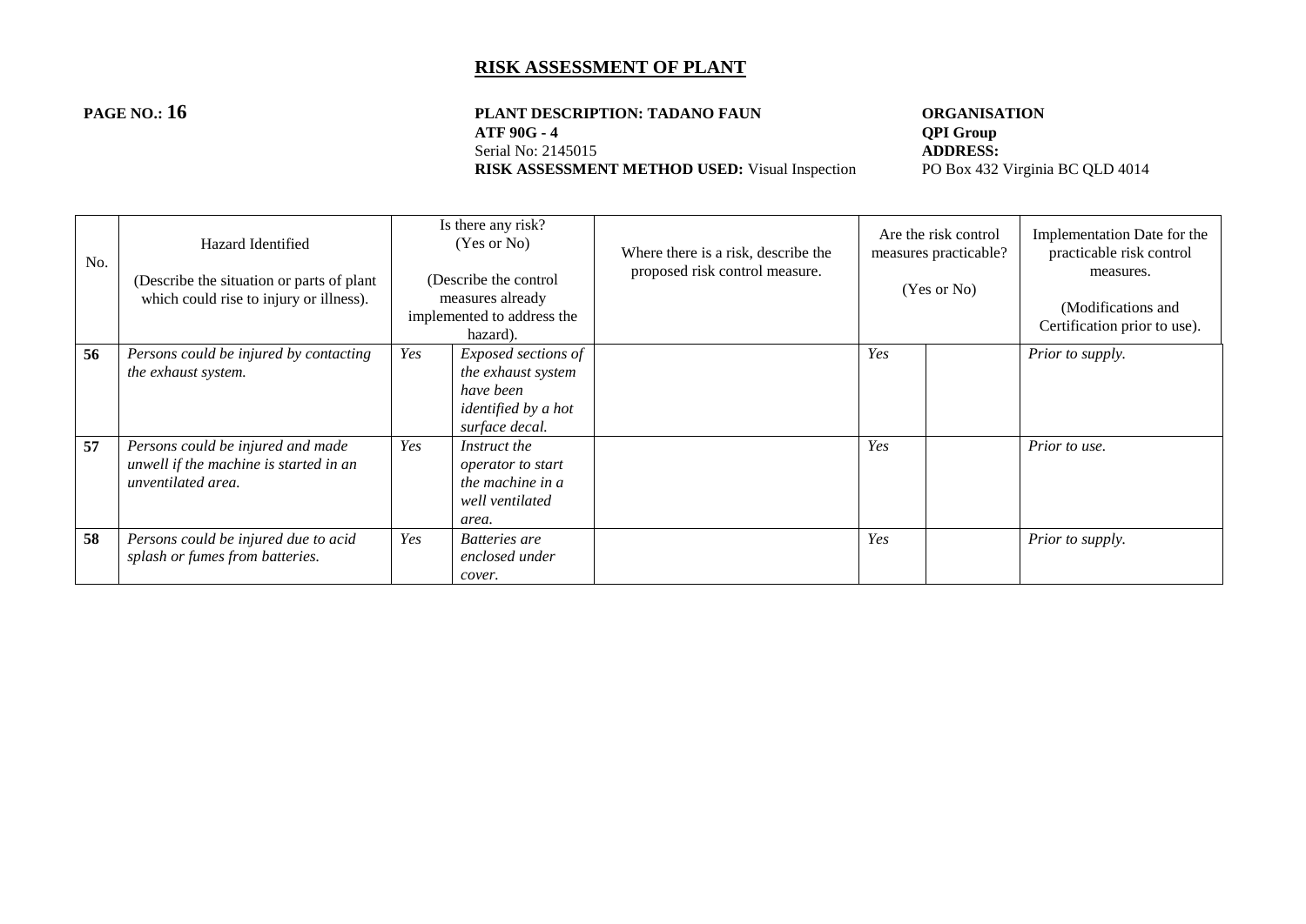# RISK ASSESSMENT OF PLANT

**PAGE NO.: 16**

**PLANT DESCRIPTION: TADANO FAUN ATF 90G - 4**
Serial No: 2145015
**RISK ASSESSMENT METHOD USED:** Visual Inspection

**ORGANISATION**
**QPI Group**
**ADDRESS:**
PO Box 432 Virginia BC QLD 4014

| No. | Hazard Identified (Describe the situation or parts of plant which could rise to injury or illness). | Is there any risk? (Yes or No) (Describe the control measures already implemented to address the hazard). | | Where there is a risk, describe the proposed risk control measure. | Are the risk control measures practicable? (Yes or No) | | Implementation Date for the practicable risk control measures. (Modifications and Certification prior to use). |
|---|---|---|---|---|---|---|---|
| **56** | *Persons could be injured by contacting the exhaust system.* | *Yes* | *Exposed sections of the exhaust system have been identified by a hot surface decal.* | | *Yes* | | *Prior to supply.* |
| **57** | *Persons could be injured and made unwell if the machine is started in an unventilated area.* | *Yes* | *Instruct the operator to start the machine in a well ventilated area.* | | *Yes* | | *Prior to use.* |
| **58** | *Persons could be injured due to acid splash or fumes from batteries.* | *Yes* | *Batteries are enclosed under cover.* | | *Yes* | | *Prior to supply.* |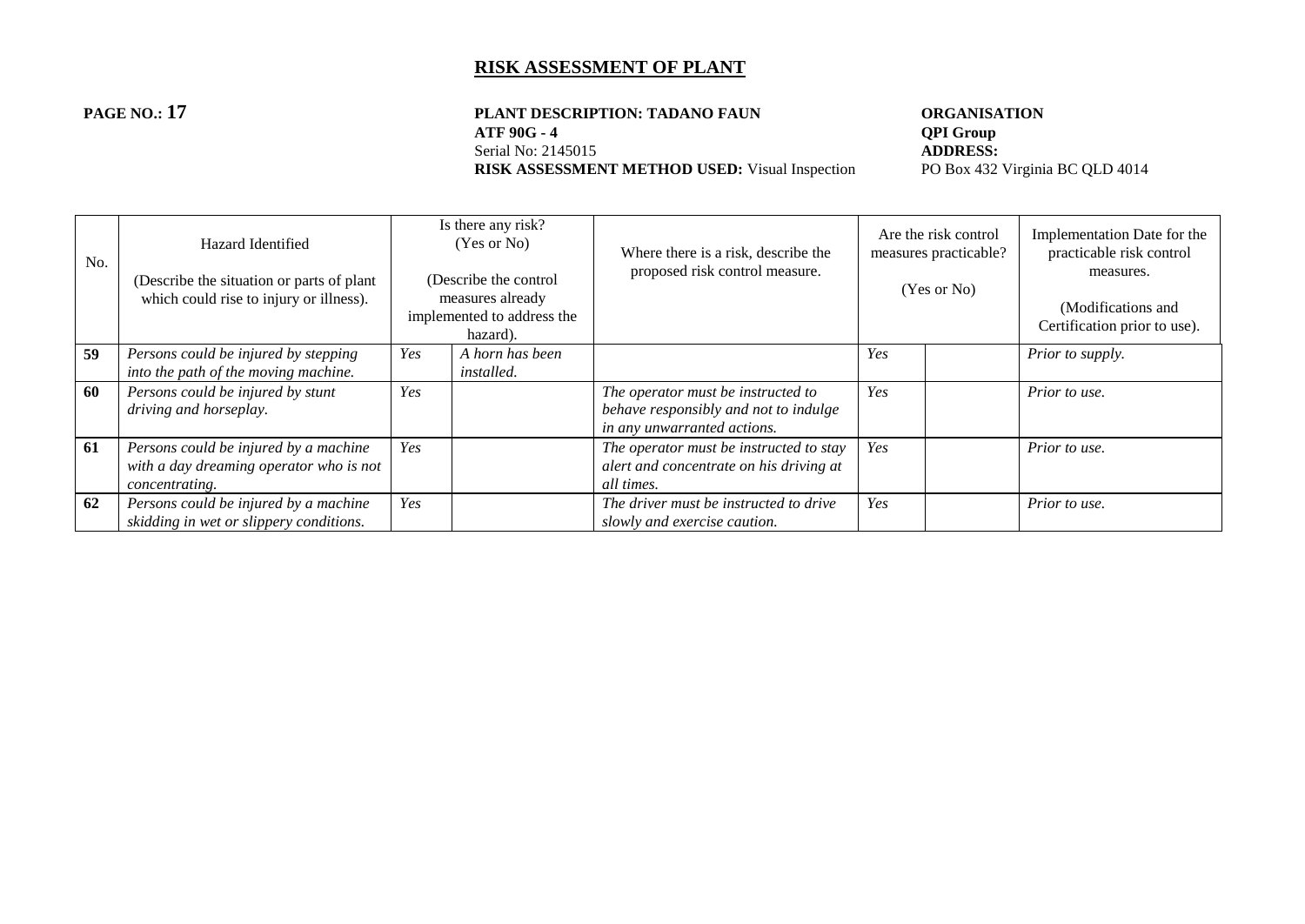# RISK ASSESSMENT OF PLANT

**PAGE NO.: 17**

**PLANT DESCRIPTION: TADANO FAUN ATF 90G - 4**
Serial No: 2145015
**RISK ASSESSMENT METHOD USED:** Visual Inspection

**ORGANISATION**
**QPI Group**
**ADDRESS:**
PO Box 432 Virginia BC QLD 4014

| No. | Hazard Identified<br><br>(Describe the situation or parts of plant which could rise to injury or illness). | Is there any risk? (Yes or No)<br><br>(Describe the control measures already implemented to address the hazard). | | Where there is a risk, describe the proposed risk control measure. | Are the risk control measures practicable?<br><br>(Yes or No) | | Implementation Date for the practicable risk control measures.<br><br>(Modifications and Certification prior to use). |
|---|---|---|---|---|---|---|---|
| **59** | *Persons could be injured by stepping into the path of the moving machine.* | *Yes* | *A horn has been installed.* | | *Yes* | | *Prior to supply.* |
| **60** | *Persons could be injured by stunt driving and horseplay.* | *Yes* | | *The operator must be instructed to behave responsibly and not to indulge in any unwarranted actions.* | *Yes* | | *Prior to use.* |
| **61** | *Persons could be injured by a machine with a day dreaming operator who is not concentrating.* | *Yes* | | *The operator must be instructed to stay alert and concentrate on his driving at all times.* | *Yes* | | *Prior to use.* |
| **62** | *Persons could be injured by a machine skidding in wet or slippery conditions.* | *Yes* | | *The driver must be instructed to drive slowly and exercise caution.* | *Yes* | | *Prior to use.* |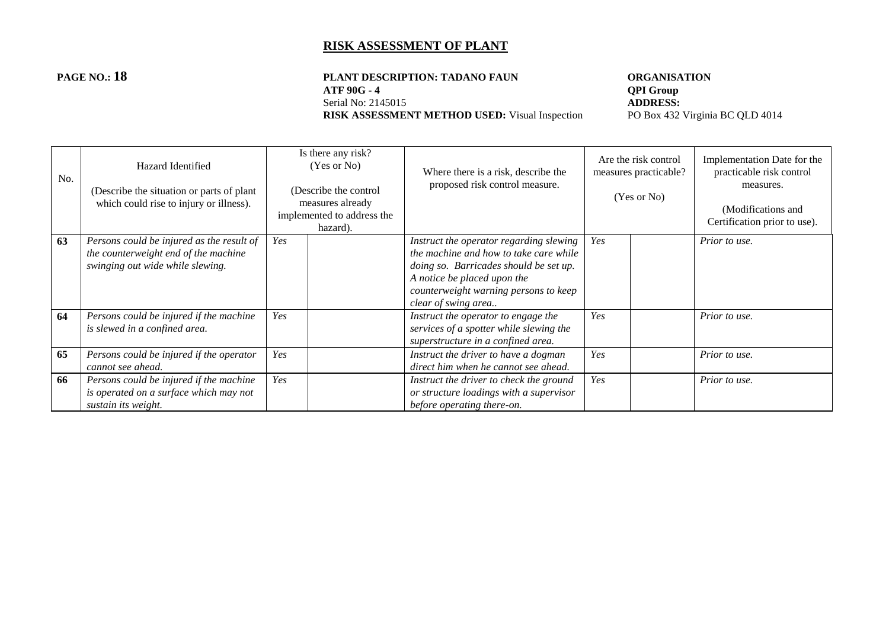# RISK ASSESSMENT OF PLANT

**PAGE NO.: 18**

**PLANT DESCRIPTION: TADANO FAUN**
**ATF 90G - 4**
Serial No: 2145015
**RISK ASSESSMENT METHOD USED:** Visual Inspection

**ORGANISATION**
**QPI Group**
**ADDRESS:**
PO Box 432 Virginia BC QLD 4014

| No. | Hazard Identified<br><br>(Describe the situation or parts of plant which could rise to injury or illness). | Is there any risk? (Yes or No)<br><br>(Describe the control measures already implemented to address the hazard). | | Where there is a risk, describe the proposed risk control measure. | Are the risk control measures practicable?<br><br>(Yes or No) | | Implementation Date for the practicable risk control measures.<br><br>(Modifications and Certification prior to use). |
|---|---|---|---|---|---|---|---|
| **63** | *Persons could be injured as the result of the counterweight end of the machine swinging out wide while slewing.* | *Yes* | | *Instruct the operator regarding slewing the machine and how to take care while doing so. Barricades should be set up. A notice be placed upon the counterweight warning persons to keep clear of swing area..* | *Yes* | | *Prior to use.* |
| **64** | *Persons could be injured if the machine is slewed in a confined area.* | *Yes* | | *Instruct the operator to engage the services of a spotter while slewing the superstructure in a confined area.* | *Yes* | | *Prior to use.* |
| **65** | *Persons could be injured if the operator cannot see ahead.* | *Yes* | | *Instruct the driver to have a dogman direct him when he cannot see ahead.* | *Yes* | | *Prior to use.* |
| **66** | *Persons could be injured if the machine is operated on a surface which may not sustain its weight.* | *Yes* | | *Instruct the driver to check the ground or structure loadings with a supervisor before operating there-on.* | *Yes* | | *Prior to use.* |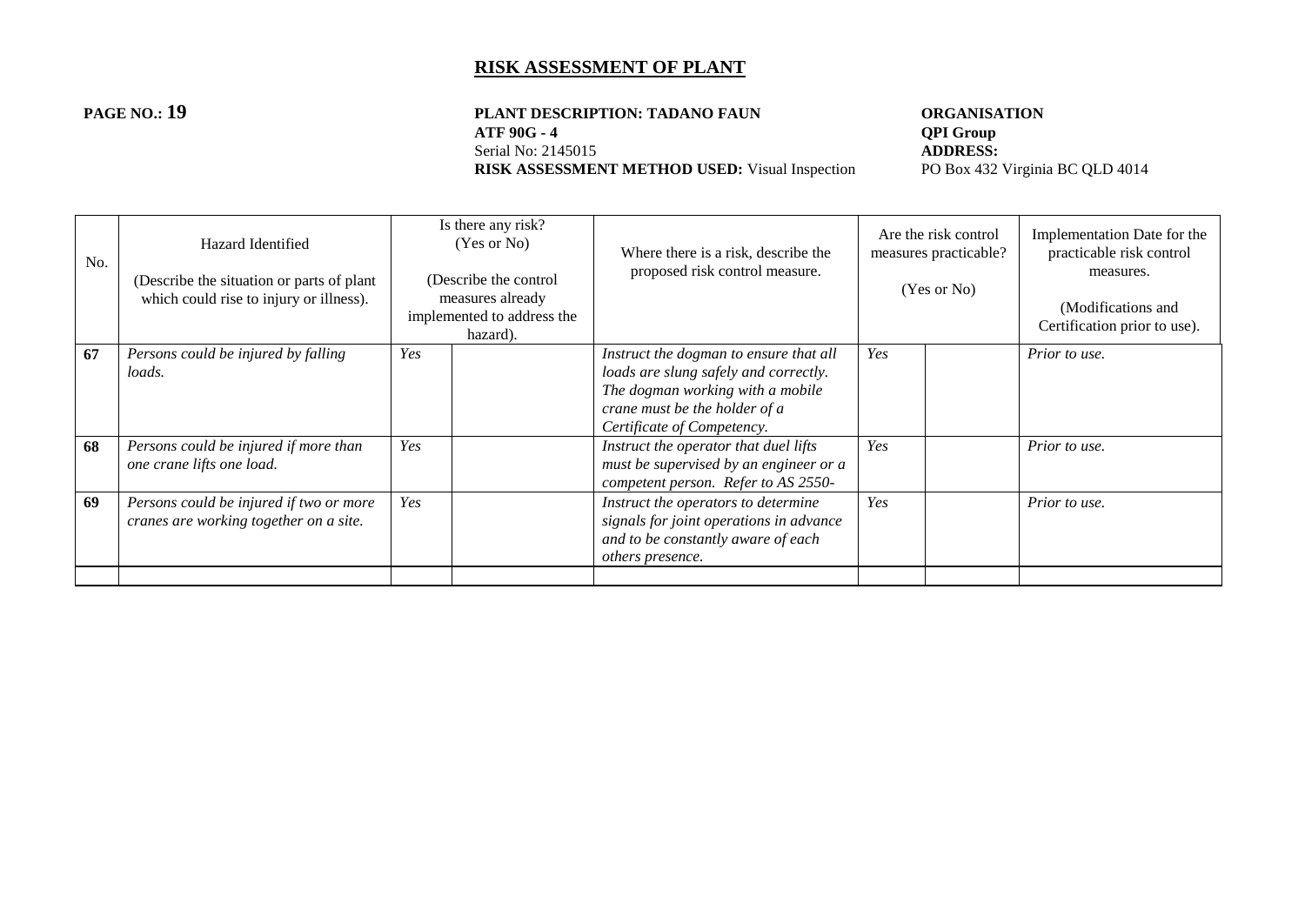# RISK ASSESSMENT OF PLANT

**PAGE NO.: 19**

**PLANT DESCRIPTION: TADANO FAUN**
**ATF 90G - 4**
Serial No: 2145015
**RISK ASSESSMENT METHOD USED:** Visual Inspection

**ORGANISATION**
**QPI Group**
**ADDRESS:**
PO Box 432 Virginia BC QLD 4014

| No. | Hazard Identified<br><br>(Describe the situation or parts of plant which could rise to injury or illness). | Is there any risk?<br>(Yes or No)<br><br>(Describe the control measures already implemented to address the hazard). | | Where there is a risk, describe the proposed risk control measure. | Are the risk control measures practicable?<br><br>(Yes or No) | | Implementation Date for the practicable risk control measures.<br><br>(Modifications and Certification prior to use). |
|---|---|---|---|---|---|---|---|
| **67** | *Persons could be injured by falling loads.* | *Yes* | | *Instruct the dogman to ensure that all loads are slung safely and correctly. The dogman working with a mobile crane must be the holder of a Certificate of Competency.* | *Yes* | | *Prior to use.* |
| **68** | *Persons could be injured if more than one crane lifts one load.* | *Yes* | | *Instruct the operator that duel lifts must be supervised by an engineer or a competent person. Refer to AS 2550-* | *Yes* | | *Prior to use.* |
| **69** | *Persons could be injured if two or more cranes are working together on a site.* | *Yes* | | *Instruct the operators to determine signals for joint operations in advance and to be constantly aware of each others presence.* | *Yes* | | *Prior to use.* |
| | | | | | | | |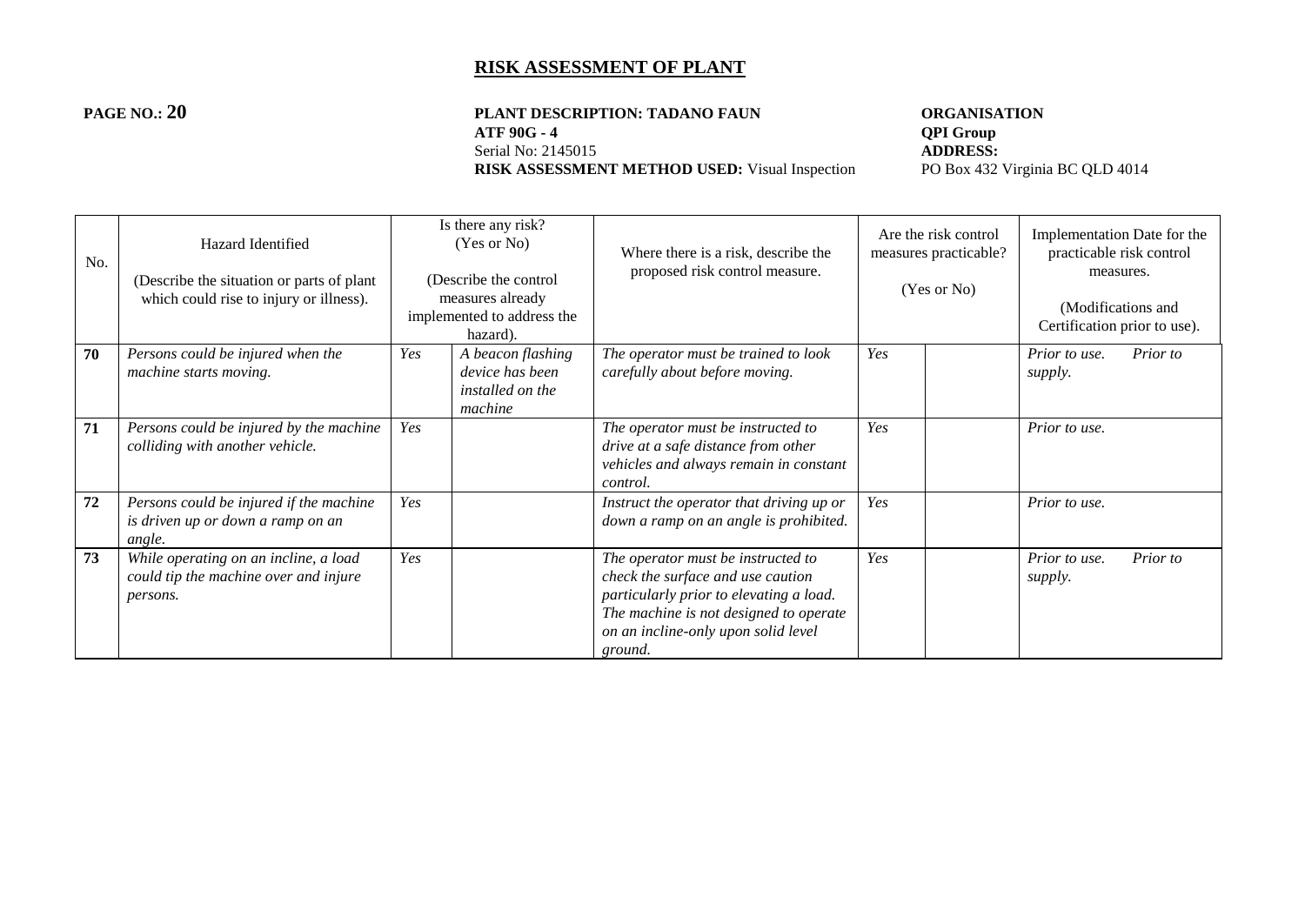# RISK ASSESSMENT OF PLANT

**PAGE NO.: 20**

**PLANT DESCRIPTION: TADANO FAUN ATF 90G - 4**
Serial No: 2145015
**RISK ASSESSMENT METHOD USED:** Visual Inspection

**ORGANISATION**
**QPI Group**
**ADDRESS:**
PO Box 432 Virginia BC QLD 4014

| No. | Hazard Identified<br><br>(Describe the situation or parts of plant which could rise to injury or illness). | Is there any risk? (Yes or No)<br><br>(Describe the control measures already implemented to address the hazard). | | Where there is a risk, describe the proposed risk control measure. | Are the risk control measures practicable?<br><br>(Yes or No) | | Implementation Date for the practicable risk control measures.<br><br>(Modifications and Certification prior to use). |
|---|---|---|---|---|---|---|---|
| **70** | *Persons could be injured when the machine starts moving.* | *Yes* | *A beacon flashing device has been installed on the machine* | *The operator must be trained to look carefully about before moving.* | *Yes* | | *Prior to use. Prior to supply.* |
| **71** | *Persons could be injured by the machine colliding with another vehicle.* | *Yes* | | *The operator must be instructed to drive at a safe distance from other vehicles and always remain in constant control.* | *Yes* | | *Prior to use.* |
| **72** | *Persons could be injured if the machine is driven up or down a ramp on an angle.* | *Yes* | | *Instruct the operator that driving up or down a ramp on an angle is prohibited.* | *Yes* | | *Prior to use.* |
| **73** | *While operating on an incline, a load could tip the machine over and injure persons.* | *Yes* | | *The operator must be instructed to check the surface and use caution particularly prior to elevating a load. The machine is not designed to operate on an incline-only upon solid level ground.* | *Yes* | | *Prior to use. Prior to supply.* |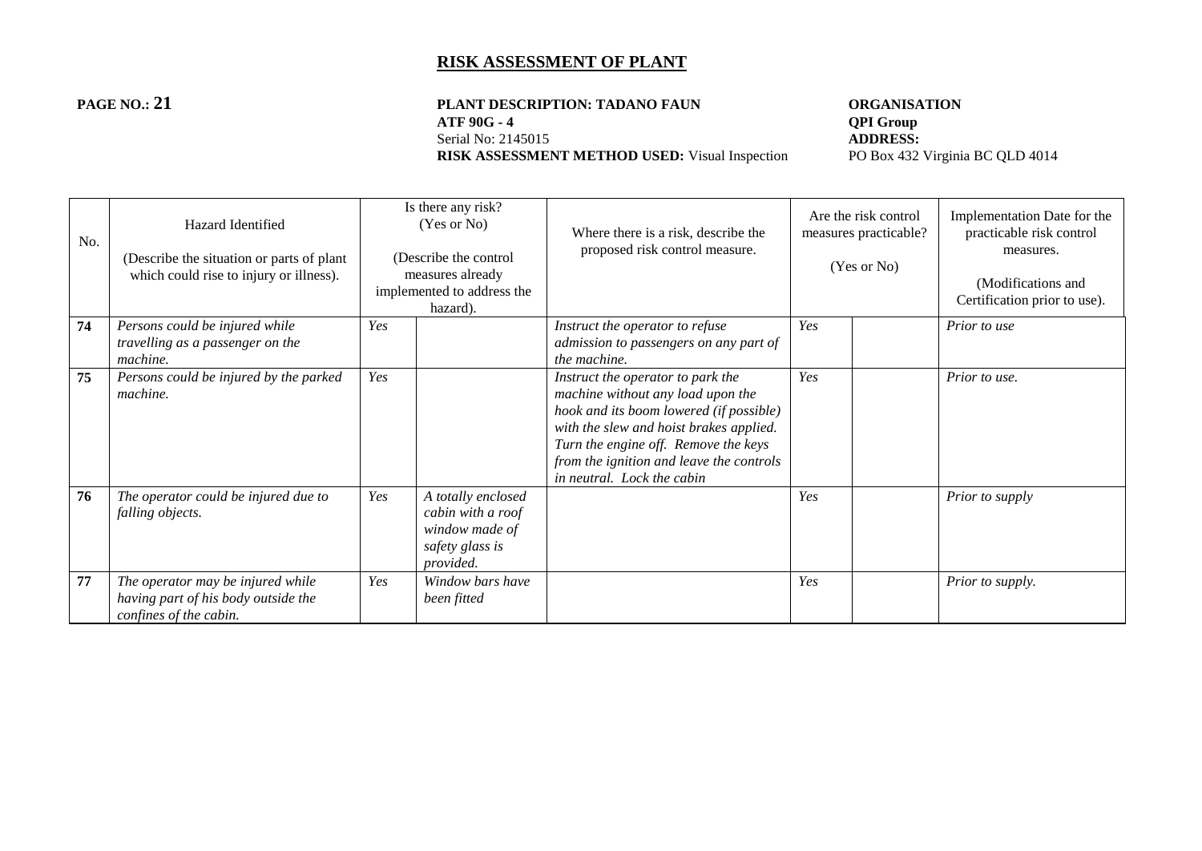## RISK ASSESSMENT OF PLANT

**PAGE NO.: 21**

**PLANT DESCRIPTION: TADANO FAUN**
**ATF 90G - 4**
Serial No: 2145015
**RISK ASSESSMENT METHOD USED:** Visual Inspection

**ORGANISATION**
**QPI Group**
**ADDRESS:**
PO Box 432 Virginia BC QLD 4014

| No. | Hazard Identified<br>(Describe the situation or parts of plant which could rise to injury or illness). | Is there any risk? (Yes or No)<br>(Describe the control measures already implemented to address the hazard). | | Where there is a risk, describe the proposed risk control measure. | Are the risk control measures practicable?<br>(Yes or No) | | Implementation Date for the practicable risk control measures.<br>(Modifications and Certification prior to use). |
|---|---|---|---|---|---|---|---|
| **74** | *Persons could be injured while travelling as a passenger on the machine.* | *Yes* | | *Instruct the operator to refuse admission to passengers on any part of the machine.* | *Yes* | | *Prior to use* |
| **75** | *Persons could be injured by the parked machine.* | *Yes* | | *Instruct the operator to park the machine without any load upon the hook and its boom lowered (if possible) with the slew and hoist brakes applied. Turn the engine off. Remove the keys from the ignition and leave the controls in neutral. Lock the cabin* | *Yes* | | *Prior to use.* |
| **76** | *The operator could be injured due to falling objects.* | *Yes* | *A totally enclosed cabin with a roof window made of safety glass is provided.* | | *Yes* | | *Prior to supply* |
| **77** | *The operator may be injured while having part of his body outside the confines of the cabin.* | *Yes* | *Window bars have been fitted* | | *Yes* | | *Prior to supply.* |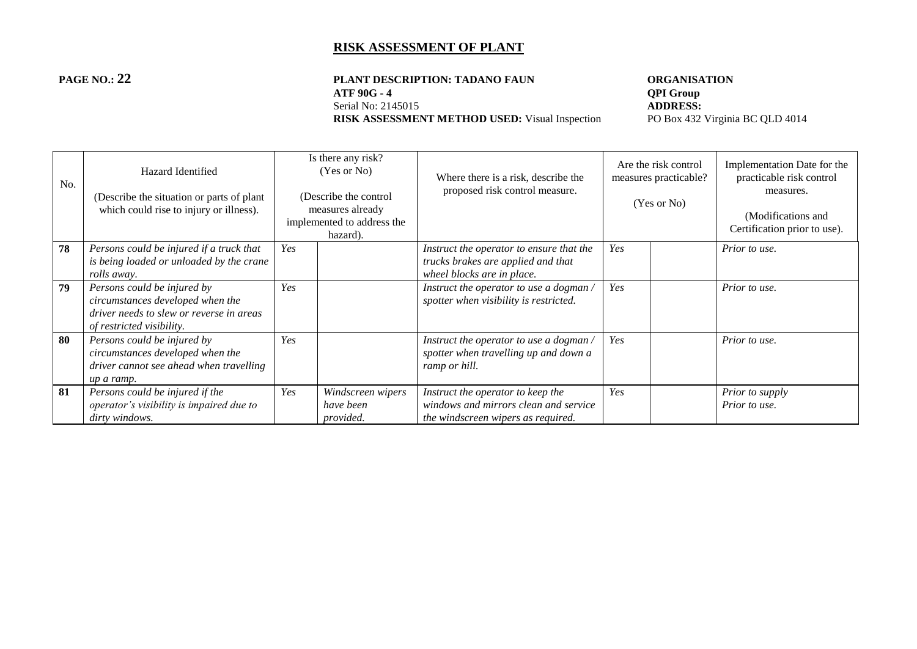# RISK ASSESSMENT OF PLANT

**PAGE NO.: 22**

**PLANT DESCRIPTION: TADANO FAUN ATF 90G - 4**
Serial No: 2145015
**RISK ASSESSMENT METHOD USED:** Visual Inspection

**ORGANISATION**
**QPI Group**
**ADDRESS:**
PO Box 432 Virginia BC QLD 4014

| No. | Hazard Identified<br><br>(Describe the situation or parts of plant which could rise to injury or illness). | Is there any risk? (Yes or No)<br><br>(Describe the control measures already implemented to address the hazard). | | Where there is a risk, describe the proposed risk control measure. | Are the risk control measures practicable?<br><br>(Yes or No) | | Implementation Date for the practicable risk control measures.<br><br>(Modifications and Certification prior to use). |
|---|---|---|---|---|---|---|---|
| **78** | *Persons could be injured if a truck that is being loaded or unloaded by the crane rolls away.* | *Yes* | | *Instruct the operator to ensure that the trucks brakes are applied and that wheel blocks are in place.* | *Yes* | | *Prior to use.* |
| **79** | *Persons could be injured by circumstances developed when the driver needs to slew or reverse in areas of restricted visibility.* | *Yes* | | *Instruct the operator to use a dogman / spotter when visibility is restricted.* | *Yes* | | *Prior to use.* |
| **80** | *Persons could be injured by circumstances developed when the driver cannot see ahead when travelling up a ramp.* | *Yes* | | *Instruct the operator to use a dogman / spotter when travelling up and down a ramp or hill.* | *Yes* | | *Prior to use.* |
| **81** | *Persons could be injured if the operator's visibility is impaired due to dirty windows.* | *Yes* | *Windscreen wipers have been provided.* | *Instruct the operator to keep the windows and mirrors clean and service the windscreen wipers as required.* | *Yes* | | *Prior to supply*<br>*Prior to use.* |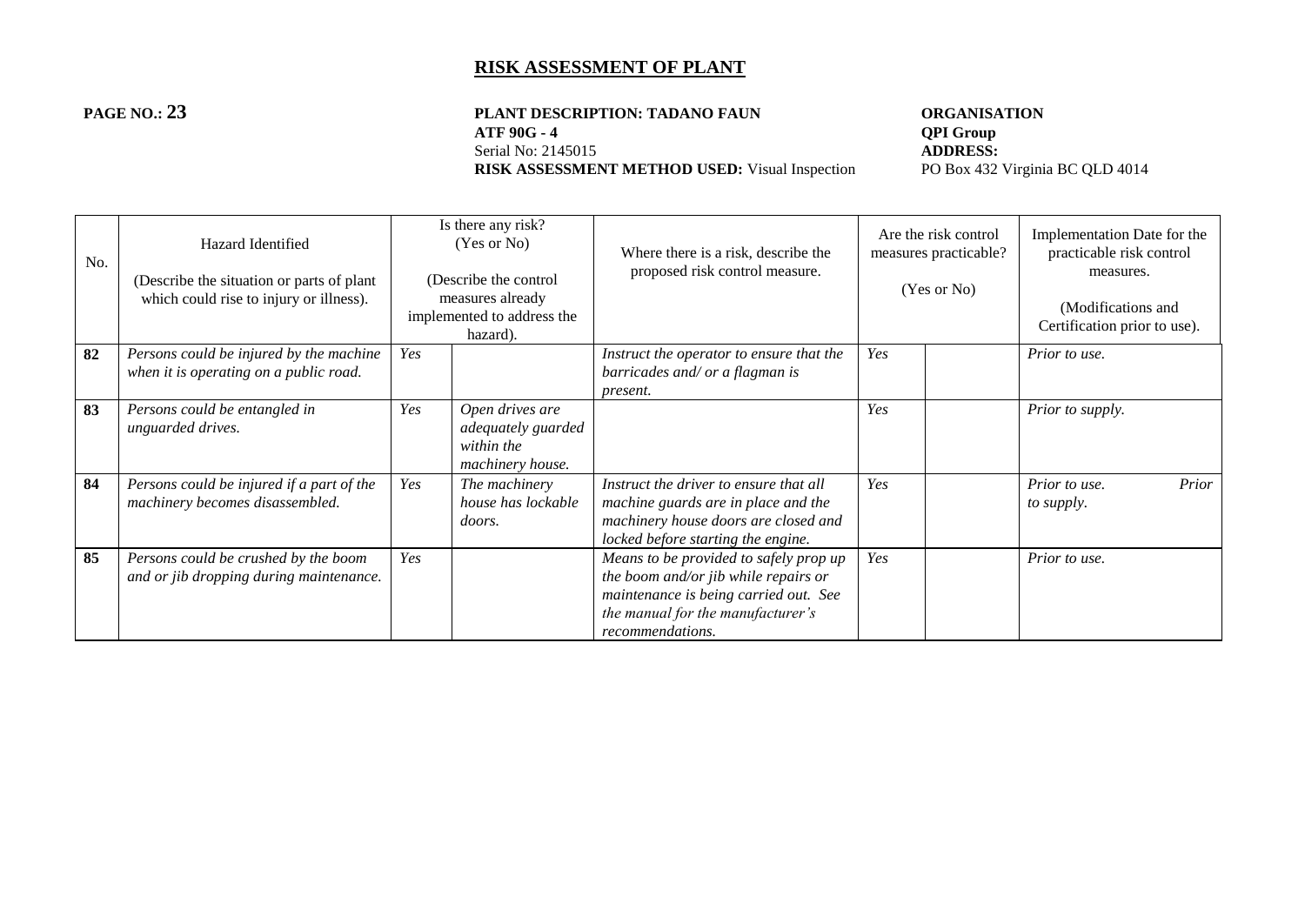# RISK ASSESSMENT OF PLANT

**PAGE NO.: 23**

**PLANT DESCRIPTION: TADANO FAUN ATF 90G - 4**
Serial No: 2145015
**RISK ASSESSMENT METHOD USED:** Visual Inspection

**ORGANISATION**
**QPI Group**
**ADDRESS:**
PO Box 432 Virginia BC QLD 4014

| No. | Hazard Identified (Describe the situation or parts of plant which could rise to injury or illness). | Is there any risk? (Yes or No) (Describe the control measures already implemented to address the hazard). | | Where there is a risk, describe the proposed risk control measure. | Are the risk control measures practicable? (Yes or No) | | Implementation Date for the practicable risk control measures. (Modifications and Certification prior to use). |
|---|---|---|---|---|---|---|---|
| **82** | *Persons could be injured by the machine when it is operating on a public road.* | *Yes* | | *Instruct the operator to ensure that the barricades and/ or a flagman is present.* | *Yes* | | *Prior to use.* |
| **83** | *Persons could be entangled in unguarded drives.* | *Yes* | *Open drives are adequately guarded within the machinery house.* | | *Yes* | | *Prior to supply.* |
| **84** | *Persons could be injured if a part of the machinery becomes disassembled.* | *Yes* | *The machinery house has lockable doors.* | *Instruct the driver to ensure that all machine guards are in place and the machinery house doors are closed and locked before starting the engine.* | *Yes* | | *Prior to use. Prior to supply.* |
| **85** | *Persons could be crushed by the boom and or jib dropping during maintenance.* | *Yes* | | *Means to be provided to safely prop up the boom and/or jib while repairs or maintenance is being carried out. See the manual for the manufacturer's recommendations.* | *Yes* | | *Prior to use.* |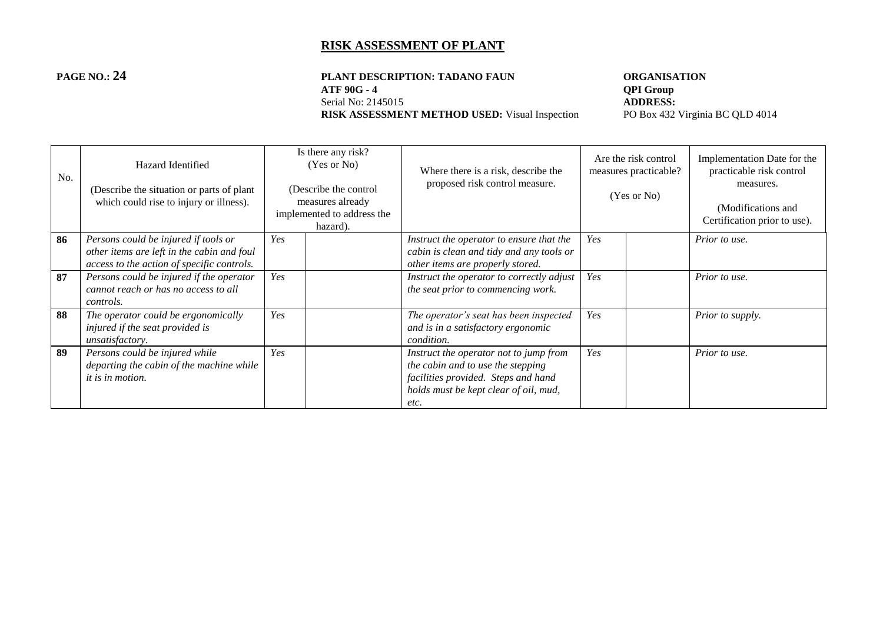# RISK ASSESSMENT OF PLANT

**PAGE NO.: 24**

**PLANT DESCRIPTION: TADANO FAUN ATF 90G - 4**
Serial No: 2145015
**RISK ASSESSMENT METHOD USED:** Visual Inspection

**ORGANISATION**
**QPI Group**
**ADDRESS:**
PO Box 432 Virginia BC QLD 4014

| No. | Hazard Identified (Describe the situation or parts of plant which could rise to injury or illness). | Is there any risk? (Yes or No) (Describe the control measures already implemented to address the hazard). | | Where there is a risk, describe the proposed risk control measure. | Are the risk control measures practicable? (Yes or No) | | Implementation Date for the practicable risk control measures. (Modifications and Certification prior to use). |
|---|---|---|---|---|---|---|---|
| **86** | *Persons could be injured if tools or other items are left in the cabin and foul access to the action of specific controls.* | *Yes* | | *Instruct the operator to ensure that the cabin is clean and tidy and any tools or other items are properly stored.* | *Yes* | | *Prior to use.* |
| **87** | *Persons could be injured if the operator cannot reach or has no access to all controls.* | *Yes* | | *Instruct the operator to correctly adjust the seat prior to commencing work.* | *Yes* | | *Prior to use.* |
| **88** | *The operator could be ergonomically injured if the seat provided is unsatisfactory.* | *Yes* | | *The operator's seat has been inspected and is in a satisfactory ergonomic condition.* | *Yes* | | *Prior to supply.* |
| **89** | *Persons could be injured while departing the cabin of the machine while it is in motion.* | *Yes* | | *Instruct the operator not to jump from the cabin and to use the stepping facilities provided. Steps and hand holds must be kept clear of oil, mud, etc.* | *Yes* | | *Prior to use.* |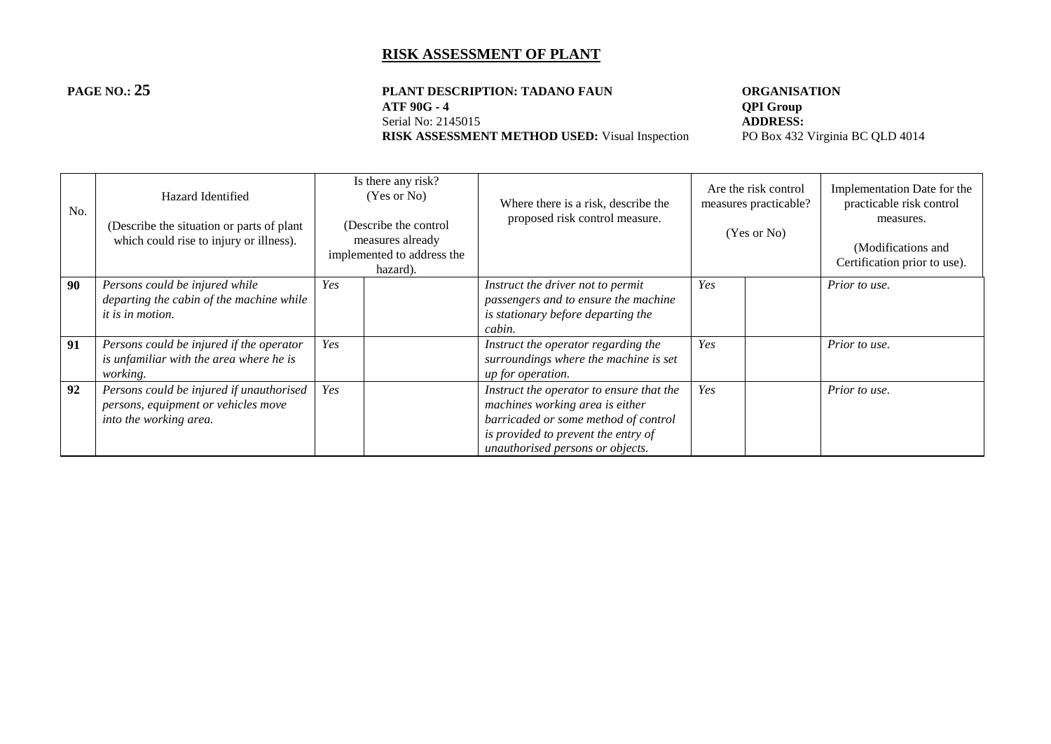# RISK ASSESSMENT OF PLANT

**PAGE NO.: 25**

**PLANT DESCRIPTION: TADANO FAUN ATF 90G - 4**
Serial No: 2145015
**RISK ASSESSMENT METHOD USED:** Visual Inspection

**ORGANISATION**
**QPI Group**
**ADDRESS:**
PO Box 432 Virginia BC QLD 4014

| No. | Hazard Identified<br><br>(Describe the situation or parts of plant which could rise to injury or illness). | Is there any risk? (Yes or No)<br><br>(Describe the control measures already implemented to address the hazard). | | Where there is a risk, describe the proposed risk control measure. | Are the risk control measures practicable?<br><br>(Yes or No) | | Implementation Date for the practicable risk control measures.<br><br>(Modifications and Certification prior to use). |
|---|---|---|---|---|---|---|---|
| **90** | *Persons could be injured while departing the cabin of the machine while it is in motion.* | *Yes* | | *Instruct the driver not to permit passengers and to ensure the machine is stationary before departing the cabin.* | *Yes* | | *Prior to use.* |
| **91** | *Persons could be injured if the operator is unfamiliar with the area where he is working.* | *Yes* | | *Instruct the operator regarding the surroundings where the machine is set up for operation.* | *Yes* | | *Prior to use.* |
| **92** | *Persons could be injured if unauthorised persons, equipment or vehicles move into the working area.* | *Yes* | | *Instruct the operator to ensure that the machines working area is either barricaded or some method of control is provided to prevent the entry of unauthorised persons or objects.* | *Yes* | | *Prior to use.* |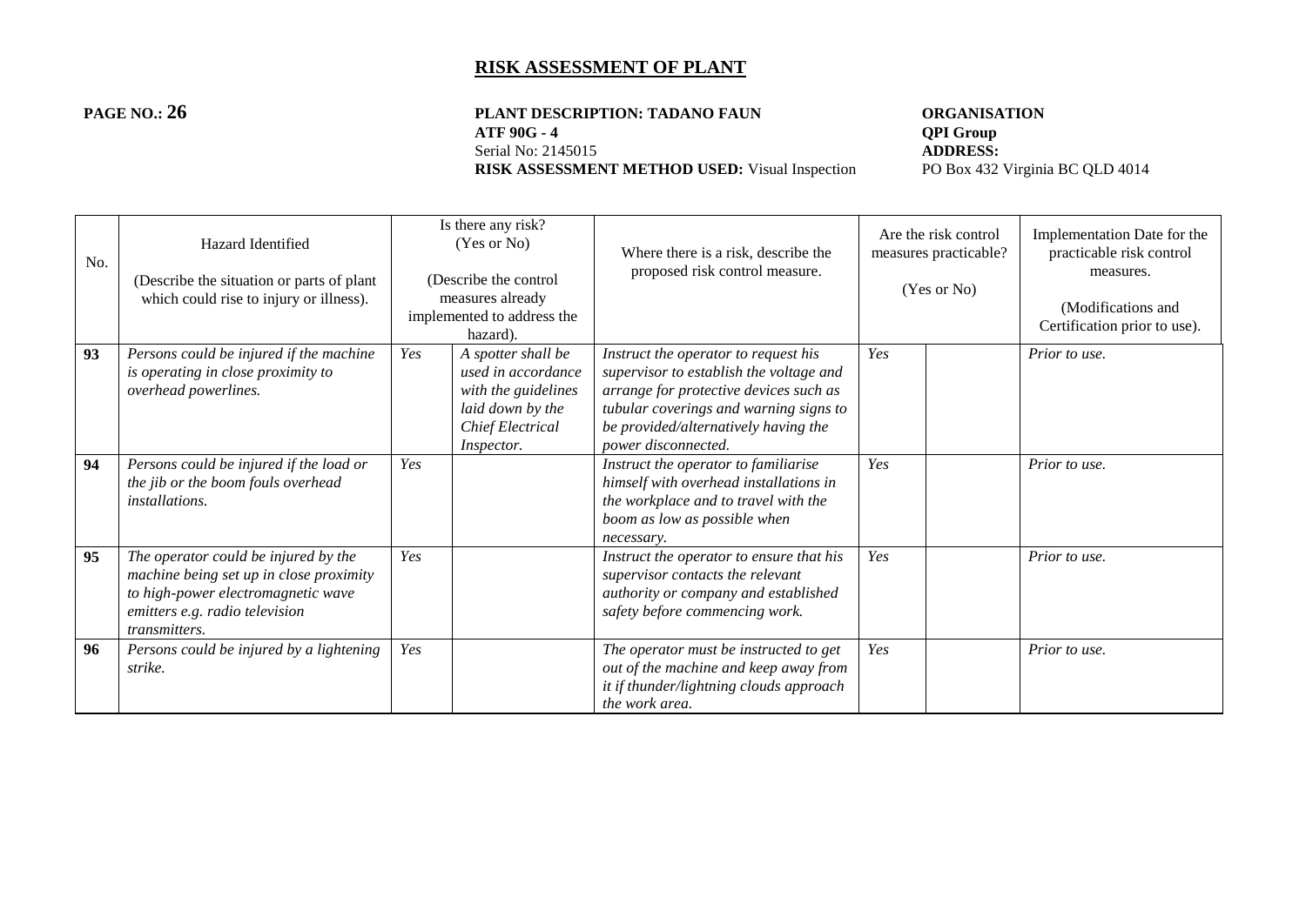# RISK ASSESSMENT OF PLANT

**PAGE NO.: 26**

**PLANT DESCRIPTION: TADANO FAUN**
**ATF 90G - 4**
Serial No: 2145015
**RISK ASSESSMENT METHOD USED:** Visual Inspection

**ORGANISATION**
**QPI Group**
**ADDRESS:**
PO Box 432 Virginia BC QLD 4014

| No. | Hazard Identified<br><br>(Describe the situation or parts of plant which could rise to injury or illness). | Is there any risk? (Yes or No)<br><br>(Describe the control measures already implemented to address the hazard). | | Where there is a risk, describe the proposed risk control measure. | Are the risk control measures practicable?<br><br>(Yes or No) | | Implementation Date for the practicable risk control measures.<br><br>(Modifications and Certification prior to use). |
|---|---|---|---|---|---|---|---|
| **93** | *Persons could be injured if the machine is operating in close proximity to overhead powerlines.* | *Yes* | *A spotter shall be used in accordance with the guidelines laid down by the Chief Electrical Inspector.* | *Instruct the operator to request his supervisor to establish the voltage and arrange for protective devices such as tubular coverings and warning signs to be provided/alternatively having the power disconnected.* | *Yes* | | *Prior to use.* |
| **94** | *Persons could be injured if the load or the jib or the boom fouls overhead installations.* | *Yes* | | *Instruct the operator to familiarise himself with overhead installations in the workplace and to travel with the boom as low as possible when necessary.* | *Yes* | | *Prior to use.* |
| **95** | *The operator could be injured by the machine being set up in close proximity to high-power electromagnetic wave emitters e.g. radio television transmitters.* | *Yes* | | *Instruct the operator to ensure that his supervisor contacts the relevant authority or company and established safety before commencing work.* | *Yes* | | *Prior to use.* |
| **96** | *Persons could be injured by a lightening strike.* | *Yes* | | *The operator must be instructed to get out of the machine and keep away from it if thunder/lightning clouds approach the work area.* | *Yes* | | *Prior to use.* |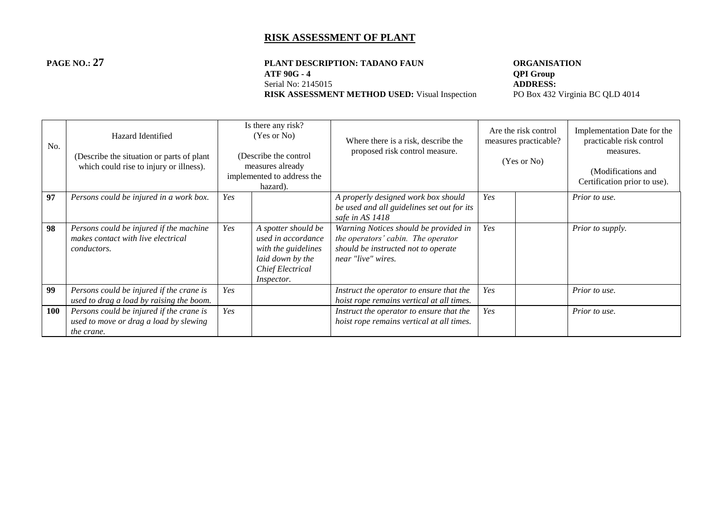# RISK ASSESSMENT OF PLANT

**PAGE NO.: 27**

**PLANT DESCRIPTION: TADANO FAUN ATF 90G - 4**
Serial No: 2145015
**RISK ASSESSMENT METHOD USED:** Visual Inspection

**ORGANISATION**
**QPI Group**
**ADDRESS:**
PO Box 432 Virginia BC QLD 4014

| No. | Hazard Identified (Describe the situation or parts of plant which could rise to injury or illness). | Is there any risk? (Yes or No) (Describe the control measures already implemented to address the hazard). | | Where there is a risk, describe the proposed risk control measure. | Are the risk control measures practicable? (Yes or No) | | Implementation Date for the practicable risk control measures. (Modifications and Certification prior to use). |
|---|---|---|---|---|---|---|---|
| **97** | *Persons could be injured in a work box.* | *Yes* | | *A properly designed work box should be used and all guidelines set out for its safe in AS 1418* | *Yes* | | *Prior to use.* |
| **98** | *Persons could be injured if the machine makes contact with live electrical conductors.* | *Yes* | *A spotter should be used in accordance with the guidelines laid down by the Chief Electrical Inspector.* | *Warning Notices should be provided in the operators' cabin. The operator should be instructed not to operate near "live" wires.* | *Yes* | | *Prior to supply.* |
| **99** | *Persons could be injured if the crane is used to drag a load by raising the boom.* | *Yes* | | *Instruct the operator to ensure that the hoist rope remains vertical at all times.* | *Yes* | | *Prior to use.* |
| **100** | *Persons could be injured if the crane is used to move or drag a load by slewing the crane.* | *Yes* | | *Instruct the operator to ensure that the hoist rope remains vertical at all times.* | *Yes* | | *Prior to use.* |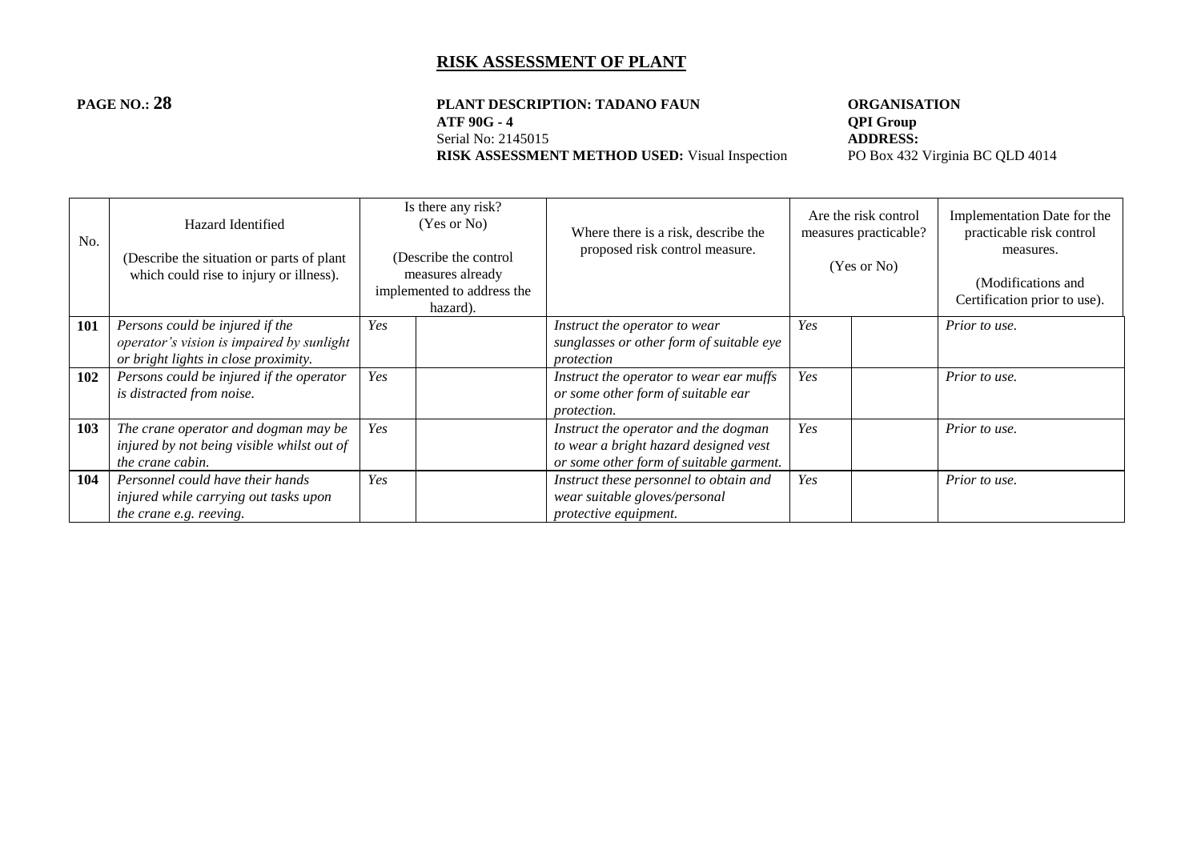# RISK ASSESSMENT OF PLANT

**PAGE NO.: 28**

**PLANT DESCRIPTION: TADANO FAUN ATF 90G - 4**
Serial No: 2145015
**RISK ASSESSMENT METHOD USED:** Visual Inspection

**ORGANISATION**
**QPI Group**
**ADDRESS:**
PO Box 432 Virginia BC QLD 4014

| No. | Hazard Identified<br><br>(Describe the situation or parts of plant which could rise to injury or illness). | Is there any risk?<br>(Yes or No)<br><br>(Describe the control measures already implemented to address the hazard). | | Where there is a risk, describe the proposed risk control measure. | Are the risk control measures practicable?<br><br>(Yes or No) | | Implementation Date for the practicable risk control measures.<br><br>(Modifications and Certification prior to use). |
|---|---|---|---|---|---|---|---|
| **101** | *Persons could be injured if the operator's vision is impaired by sunlight or bright lights in close proximity.* | *Yes* | | *Instruct the operator to wear sunglasses or other form of suitable eye protection* | *Yes* | | *Prior to use.* |
| **102** | *Persons could be injured if the operator is distracted from noise.* | *Yes* | | *Instruct the operator to wear ear muffs or some other form of suitable ear protection.* | *Yes* | | *Prior to use.* |
| **103** | *The crane operator and dogman may be injured by not being visible whilst out of the crane cabin.* | *Yes* | | *Instruct the operator and the dogman to wear a bright hazard designed vest or some other form of suitable garment.* | *Yes* | | *Prior to use.* |
| **104** | *Personnel could have their hands injured while carrying out tasks upon the crane e.g. reeving.* | *Yes* | | *Instruct these personnel to obtain and wear suitable gloves/personal protective equipment.* | *Yes* | | *Prior to use.* |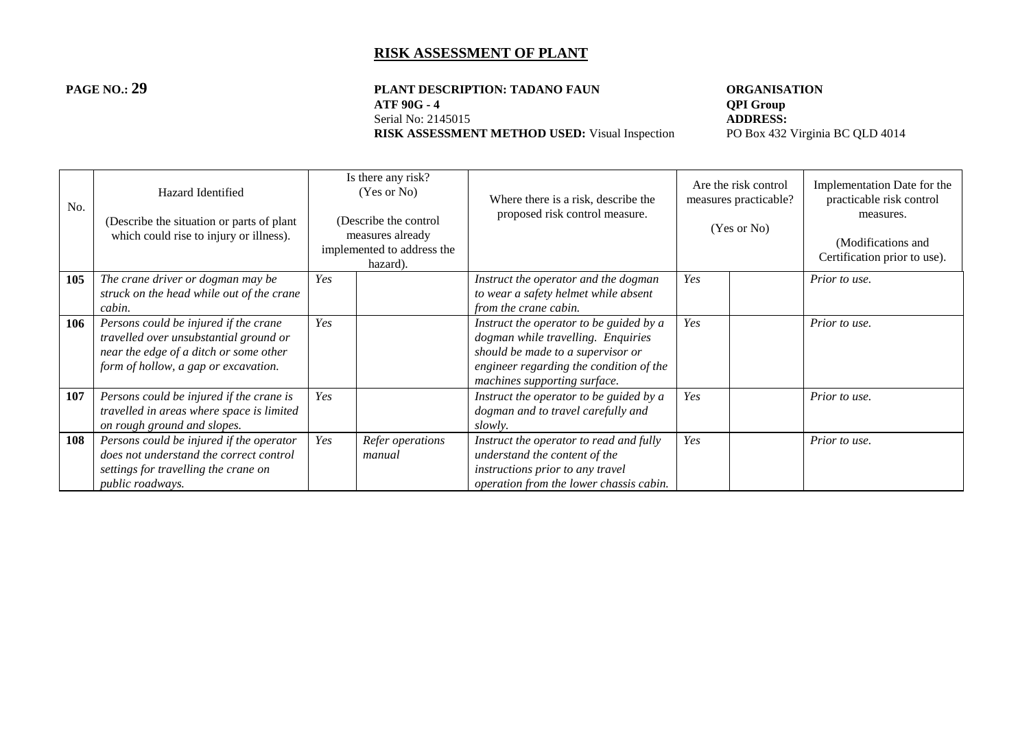# RISK ASSESSMENT OF PLANT

**PAGE NO.: 29**

**PLANT DESCRIPTION: TADANO FAUN ATF 90G - 4**
Serial No: 2145015
**RISK ASSESSMENT METHOD USED:** Visual Inspection

**ORGANISATION**
**QPI Group**
**ADDRESS:**
PO Box 432 Virginia BC QLD 4014

| No. | Hazard Identified (Describe the situation or parts of plant which could rise to injury or illness). | Is there any risk? (Yes or No) (Describe the control measures already implemented to address the hazard). | | Where there is a risk, describe the proposed risk control measure. | Are the risk control measures practicable? (Yes or No) | | Implementation Date for the practicable risk control measures. (Modifications and Certification prior to use). |
|---|---|---|---|---|---|---|---|
| **105** | *The crane driver or dogman may be struck on the head while out of the crane cabin.* | *Yes* | | *Instruct the operator and the dogman to wear a safety helmet while absent from the crane cabin.* | *Yes* | | *Prior to use.* |
| **106** | *Persons could be injured if the crane travelled over unsubstantial ground or near the edge of a ditch or some other form of hollow, a gap or excavation.* | *Yes* | | *Instruct the operator to be guided by a dogman while travelling. Enquiries should be made to a supervisor or engineer regarding the condition of the machines supporting surface.* | *Yes* | | *Prior to use.* |
| **107** | *Persons could be injured if the crane is travelled in areas where space is limited on rough ground and slopes.* | *Yes* | | *Instruct the operator to be guided by a dogman and to travel carefully and slowly.* | *Yes* | | *Prior to use.* |
| **108** | *Persons could be injured if the operator does not understand the correct control settings for travelling the crane on public roadways.* | *Yes* | *Refer operations manual* | *Instruct the operator to read and fully understand the content of the instructions prior to any travel operation from the lower chassis cabin.* | *Yes* | | *Prior to use.* |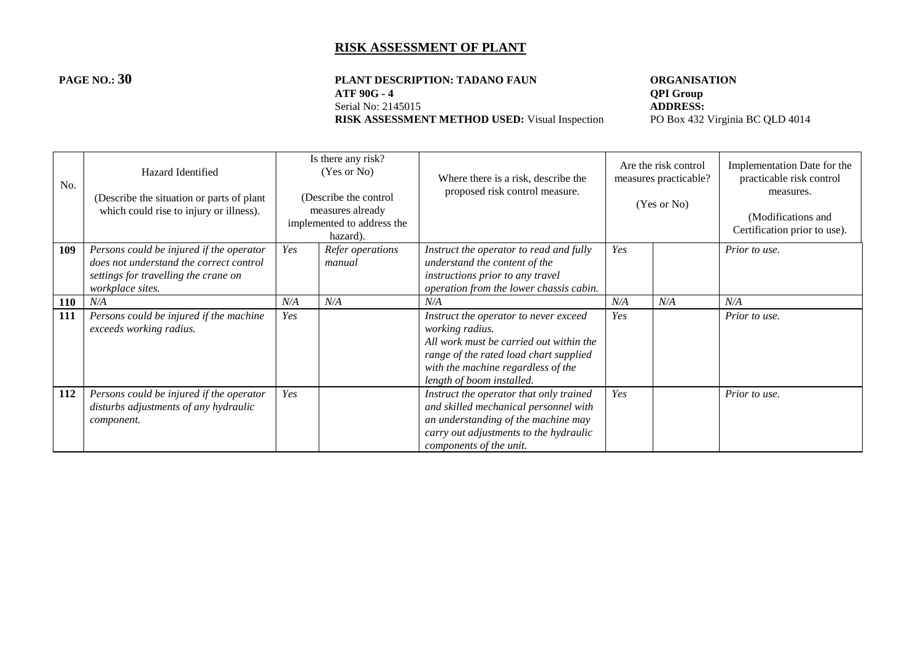# RISK ASSESSMENT OF PLANT

**PAGE NO.: 30**

**PLANT DESCRIPTION: TADANO FAUN ATF 90G - 4**
Serial No: 2145015
**RISK ASSESSMENT METHOD USED:** Visual Inspection

**ORGANISATION**
**QPI Group**
**ADDRESS:**
PO Box 432 Virginia BC QLD 4014

| No. | Hazard Identified<br><br>(Describe the situation or parts of plant which could rise to injury or illness). | Is there any risk? (Yes or No)<br><br>(Describe the control measures already implemented to address the hazard). | | Where there is a risk, describe the proposed risk control measure. | Are the risk control measures practicable?<br><br>(Yes or No) | | Implementation Date for the practicable risk control measures.<br><br>(Modifications and Certification prior to use). |
|---|---|---|---|---|---|---|---|
| **109** | *Persons could be injured if the operator does not understand the correct control settings for travelling the crane on workplace sites.* | *Yes* | *Refer operations manual* | *Instruct the operator to read and fully understand the content of the instructions prior to any travel operation from the lower chassis cabin.* | *Yes* | | *Prior to use.* |
| **110** | *N/A* | *N/A* | *N/A* | *N/A* | *N/A* | *N/A* | *N/A* |
| **111** | *Persons could be injured if the machine exceeds working radius.* | *Yes* | | *Instruct the operator to never exceed working radius.*<br>*All work must be carried out within the range of the rated load chart supplied with the machine regardless of the length of boom installed.* | *Yes* | | *Prior to use.* |
| **112** | *Persons could be injured if the operator disturbs adjustments of any hydraulic component.* | *Yes* | | *Instruct the operator that only trained and skilled mechanical personnel with an understanding of the machine may carry out adjustments to the hydraulic components of the unit.* | *Yes* | | *Prior to use.* |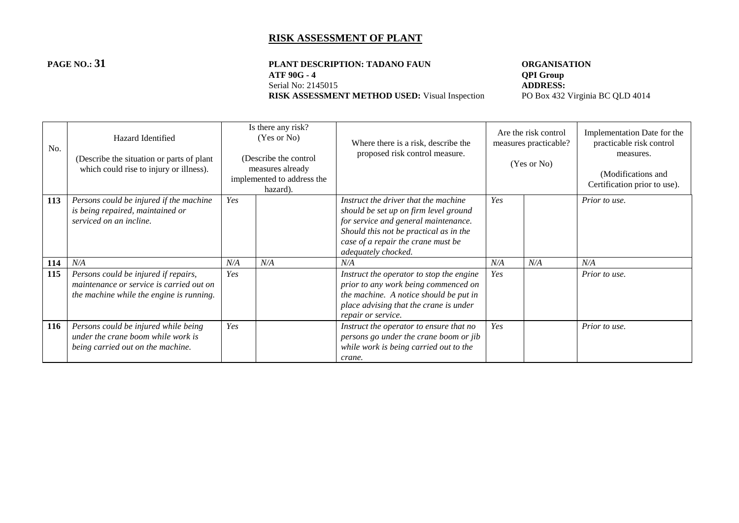# RISK ASSESSMENT OF PLANT

**PAGE NO.: 31**

**PLANT DESCRIPTION: TADANO FAUN ATF 90G - 4**
Serial No: 2145015
**RISK ASSESSMENT METHOD USED:** Visual Inspection

**ORGANISATION**
**QPI Group**
**ADDRESS:**
PO Box 432 Virginia BC QLD 4014

| No. | Hazard Identified<br><br>(Describe the situation or parts of plant which could rise to injury or illness). | Is there any risk? (Yes or No)<br><br>(Describe the control measures already implemented to address the hazard). | | Where there is a risk, describe the proposed risk control measure. | Are the risk control measures practicable?<br><br>(Yes or No) | | Implementation Date for the practicable risk control measures.<br><br>(Modifications and Certification prior to use). |
|---|---|---|---|---|---|---|---|
| **113** | *Persons could be injured if the machine is being repaired, maintained or serviced on an incline.* | *Yes* | | *Instruct the driver that the machine should be set up on firm level ground for service and general maintenance. Should this not be practical as in the case of a repair the crane must be adequately chocked.* | *Yes* | | *Prior to use.* |
| **114** | *N/A* | *N/A* | *N/A* | *N/A* | *N/A* | *N/A* | *N/A* |
| **115** | *Persons could be injured if repairs, maintenance or service is carried out on the machine while the engine is running.* | *Yes* | | *Instruct the operator to stop the engine prior to any work being commenced on the machine. A notice should be put in place advising that the crane is under repair or service.* | *Yes* | | *Prior to use.* |
| **116** | *Persons could be injured while being under the crane boom while work is being carried out on the machine.* | *Yes* | | *Instruct the operator to ensure that no persons go under the crane boom or jib while work is being carried out to the crane.* | *Yes* | | *Prior to use.* |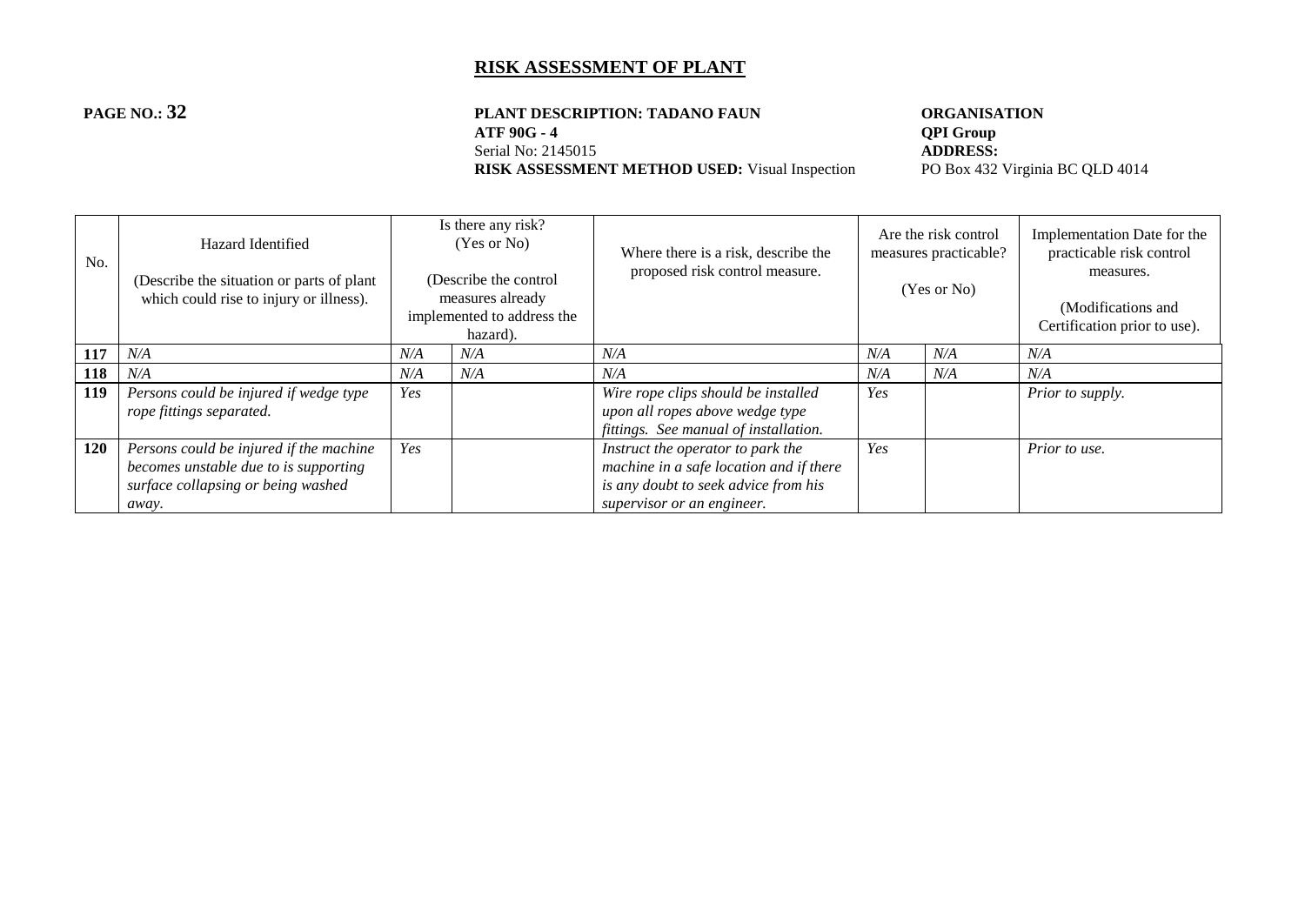# RISK ASSESSMENT OF PLANT

**PAGE NO.: 32**

**PLANT DESCRIPTION: TADANO FAUN ATF 90G - 4**
Serial No: 2145015
**RISK ASSESSMENT METHOD USED:** Visual Inspection

**ORGANISATION**
**QPI Group**
**ADDRESS:**
PO Box 432 Virginia BC QLD 4014

| No. | Hazard Identified (Describe the situation or parts of plant which could rise to injury or illness). | Is there any risk? (Yes or No) (Describe the control measures already implemented to address the hazard). | | Where there is a risk, describe the proposed risk control measure. | Are the risk control measures practicable? (Yes or No) | | Implementation Date for the practicable risk control measures. (Modifications and Certification prior to use). |
|---|---|---|---|---|---|---|---|
| **117** | *N/A* | *N/A* | *N/A* | *N/A* | *N/A* | *N/A* | *N/A* |
| **118** | *N/A* | *N/A* | *N/A* | *N/A* | *N/A* | *N/A* | *N/A* |
| **119** | *Persons could be injured if wedge type rope fittings separated.* | *Yes* | | *Wire rope clips should be installed upon all ropes above wedge type fittings. See manual of installation.* | *Yes* | | *Prior to supply.* |
| **120** | *Persons could be injured if the machine becomes unstable due to is supporting surface collapsing or being washed away.* | *Yes* | | *Instruct the operator to park the machine in a safe location and if there is any doubt to seek advice from his supervisor or an engineer.* | *Yes* | | *Prior to use.* |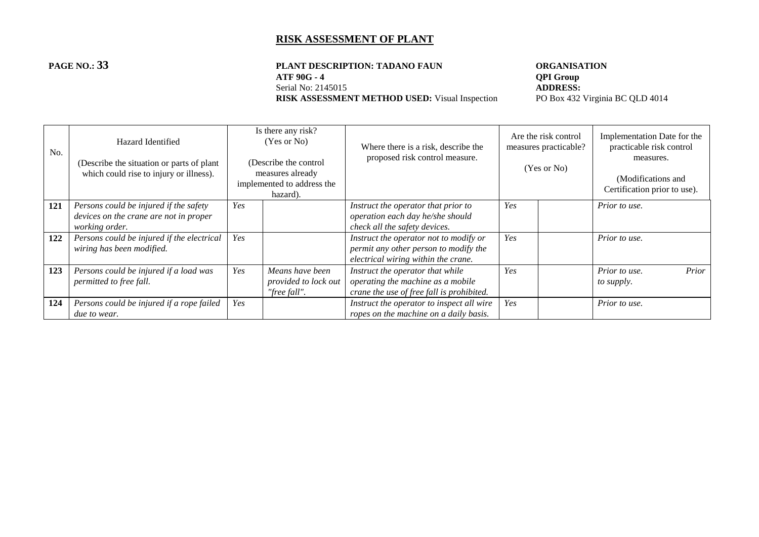# RISK ASSESSMENT OF PLANT

**PAGE NO.: 33**

**PLANT DESCRIPTION: TADANO FAUN**
**ATF 90G - 4**
Serial No: 2145015
**RISK ASSESSMENT METHOD USED:** Visual Inspection

**ORGANISATION**
**QPI Group**
**ADDRESS:**
PO Box 432 Virginia BC QLD 4014

| No. | Hazard Identified<br><br>(Describe the situation or parts of plant which could rise to injury or illness). | Is there any risk?<br>(Yes or No)<br><br>(Describe the control measures already implemented to address the hazard). | | Where there is a risk, describe the proposed risk control measure. | Are the risk control measures practicable?<br><br>(Yes or No) | | Implementation Date for the practicable risk control measures.<br><br>(Modifications and Certification prior to use). |
|---|---|---|---|---|---|---|---|
| **121** | *Persons could be injured if the safety devices on the crane are not in proper working order.* | *Yes* | | *Instruct the operator that prior to operation each day he/she should check all the safety devices.* | *Yes* | | *Prior to use.* |
| **122** | *Persons could be injured if the electrical wiring has been modified.* | *Yes* | | *Instruct the operator not to modify or permit any other person to modify the electrical wiring within the crane.* | *Yes* | | *Prior to use.* |
| **123** | *Persons could be injured if a load was permitted to free fall.* | *Yes* | *Means have been provided to lock out "free fall".* | *Instruct the operator that while operating the machine as a mobile crane the use of free fall is prohibited.* | *Yes* | | *Prior to use. Prior to supply.* |
| **124** | *Persons could be injured if a rope failed due to wear.* | *Yes* | | *Instruct the operator to inspect all wire ropes on the machine on a daily basis.* | *Yes* | | *Prior to use.* |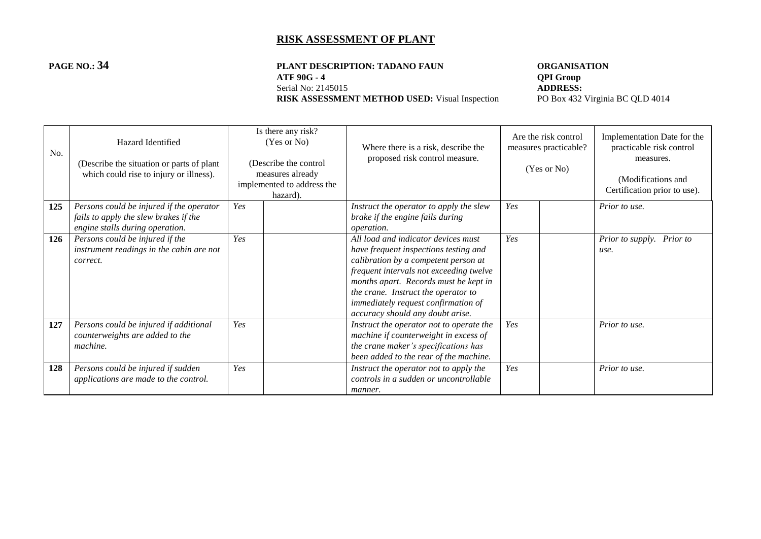# RISK ASSESSMENT OF PLANT

**PAGE NO.: 34**

**PLANT DESCRIPTION: TADANO FAUN ATF 90G - 4**
Serial No: 2145015
**RISK ASSESSMENT METHOD USED:** Visual Inspection

**ORGANISATION**
**QPI Group**
**ADDRESS:**
PO Box 432 Virginia BC QLD 4014

| No. | Hazard Identified<br><br>(Describe the situation or parts of plant which could rise to injury or illness). | Is there any risk? (Yes or No)<br><br>(Describe the control measures already implemented to address the hazard). | | Where there is a risk, describe the proposed risk control measure. | Are the risk control measures practicable?<br><br>(Yes or No) | | Implementation Date for the practicable risk control measures.<br><br>(Modifications and Certification prior to use). |
|---|---|---|---|---|---|---|---|
| **125** | *Persons could be injured if the operator fails to apply the slew brakes if the engine stalls during operation.* | *Yes* | | *Instruct the operator to apply the slew brake if the engine fails during operation.* | *Yes* | | *Prior to use.* |
| **126** | *Persons could be injured if the instrument readings in the cabin are not correct.* | *Yes* | | *All load and indicator devices must have frequent inspections testing and calibration by a competent person at frequent intervals not exceeding twelve months apart. Records must be kept in the crane. Instruct the operator to immediately request confirmation of accuracy should any doubt arise.* | *Yes* | | *Prior to supply. Prior to use.* |
| **127** | *Persons could be injured if additional counterweights are added to the machine.* | *Yes* | | *Instruct the operator not to operate the machine if counterweight in excess of the crane maker's specifications has been added to the rear of the machine.* | *Yes* | | *Prior to use.* |
| **128** | *Persons could be injured if sudden applications are made to the control.* | *Yes* | | *Instruct the operator not to apply the controls in a sudden or uncontrollable manner.* | *Yes* | | *Prior to use.* |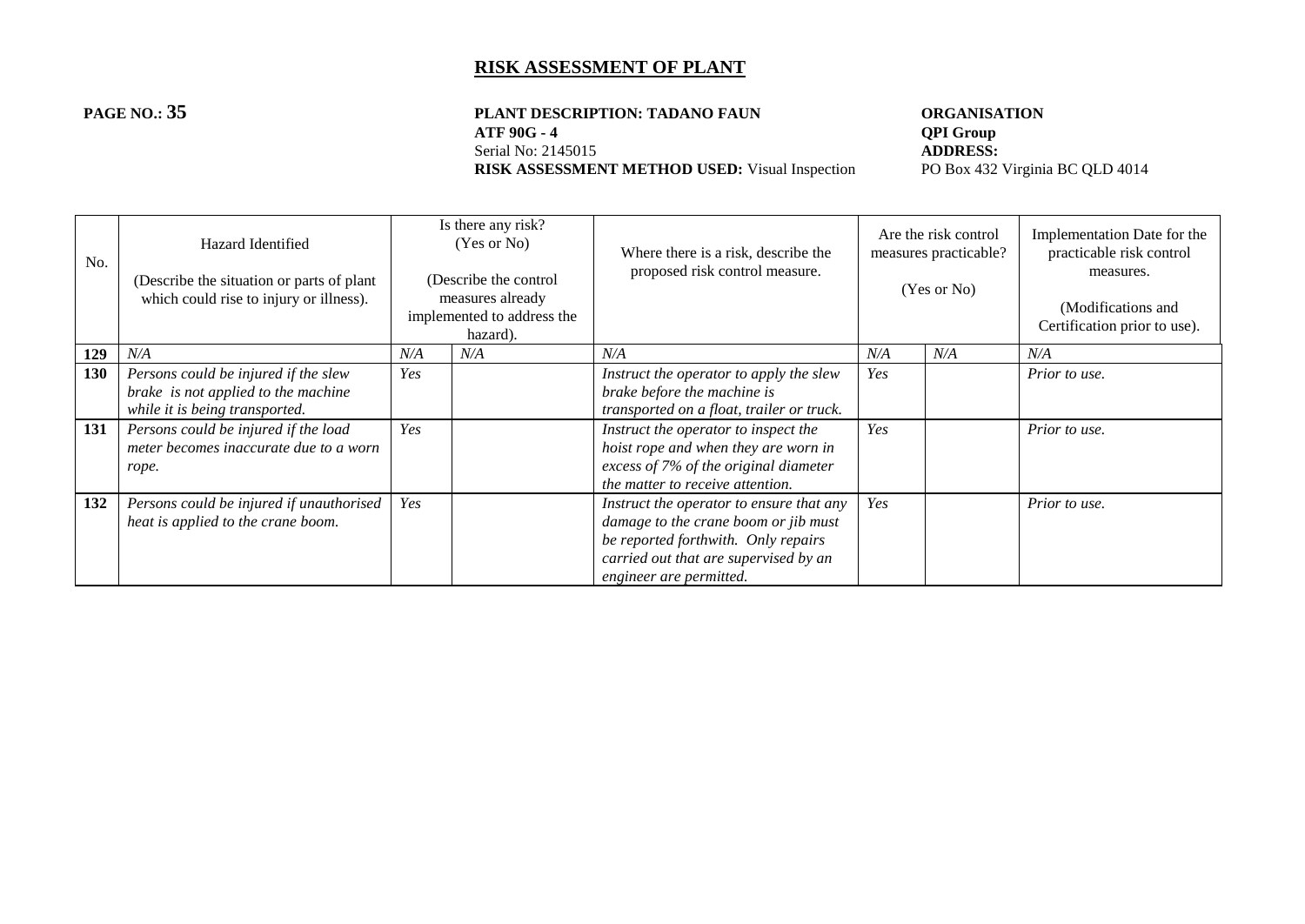# RISK ASSESSMENT OF PLANT

**PAGE NO.: 35**

**PLANT DESCRIPTION: TADANO FAUN ATF 90G - 4**
Serial No: 2145015
**RISK ASSESSMENT METHOD USED:** Visual Inspection

**ORGANISATION**
**QPI Group**
**ADDRESS:**
PO Box 432 Virginia BC QLD 4014

| No. | Hazard Identified (Describe the situation or parts of plant which could rise to injury or illness). | Is there any risk? (Yes or No) (Describe the control measures already implemented to address the hazard). | | Where there is a risk, describe the proposed risk control measure. | Are the risk control measures practicable? (Yes or No) | | Implementation Date for the practicable risk control measures. (Modifications and Certification prior to use). |
|---|---|---|---|---|---|---|---|
| **129** | *N/A* | *N/A* | *N/A* | *N/A* | *N/A* | *N/A* | *N/A* |
| **130** | *Persons could be injured if the slew brake is not applied to the machine while it is being transported.* | *Yes* | | *Instruct the operator to apply the slew brake before the machine is transported on a float, trailer or truck.* | *Yes* | | *Prior to use.* |
| **131** | *Persons could be injured if the load meter becomes inaccurate due to a worn rope.* | *Yes* | | *Instruct the operator to inspect the hoist rope and when they are worn in excess of 7% of the original diameter the matter to receive attention.* | *Yes* | | *Prior to use.* |
| **132** | *Persons could be injured if unauthorised heat is applied to the crane boom.* | *Yes* | | *Instruct the operator to ensure that any damage to the crane boom or jib must be reported forthwith. Only repairs carried out that are supervised by an engineer are permitted.* | *Yes* | | *Prior to use.* |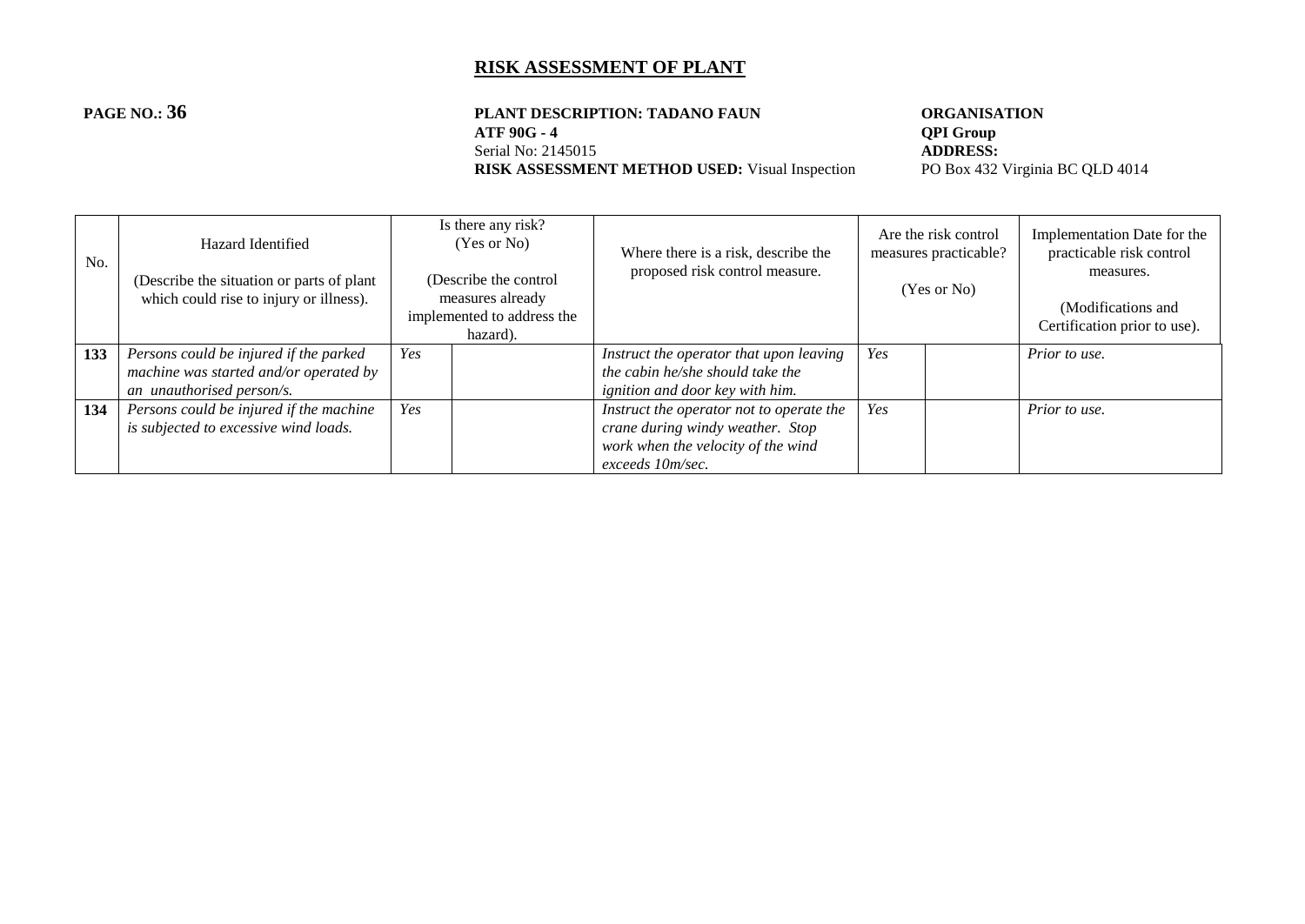# RISK ASSESSMENT OF PLANT

**PAGE NO.: 36**

**PLANT DESCRIPTION: TADANO FAUN ATF 90G - 4**
Serial No: 2145015
**RISK ASSESSMENT METHOD USED:** Visual Inspection

**ORGANISATION**
**QPI Group**
**ADDRESS:**
PO Box 432 Virginia BC QLD 4014

| No. | Hazard Identified (Describe the situation or parts of plant which could rise to injury or illness). | Is there any risk? (Yes or No) (Describe the control measures already implemented to address the hazard). | | Where there is a risk, describe the proposed risk control measure. | Are the risk control measures practicable? (Yes or No) | | Implementation Date for the practicable risk control measures. (Modifications and Certification prior to use). |
|---|---|---|---|---|---|---|---|
| **133** | *Persons could be injured if the parked machine was started and/or operated by an unauthorised person/s.* | *Yes* | | *Instruct the operator that upon leaving the cabin he/she should take the ignition and door key with him.* | *Yes* | | *Prior to use.* |
| **134** | *Persons could be injured if the machine is subjected to excessive wind loads.* | *Yes* | | *Instruct the operator not to operate the crane during windy weather. Stop work when the velocity of the wind exceeds 10m/sec.* | *Yes* | | *Prior to use.* |